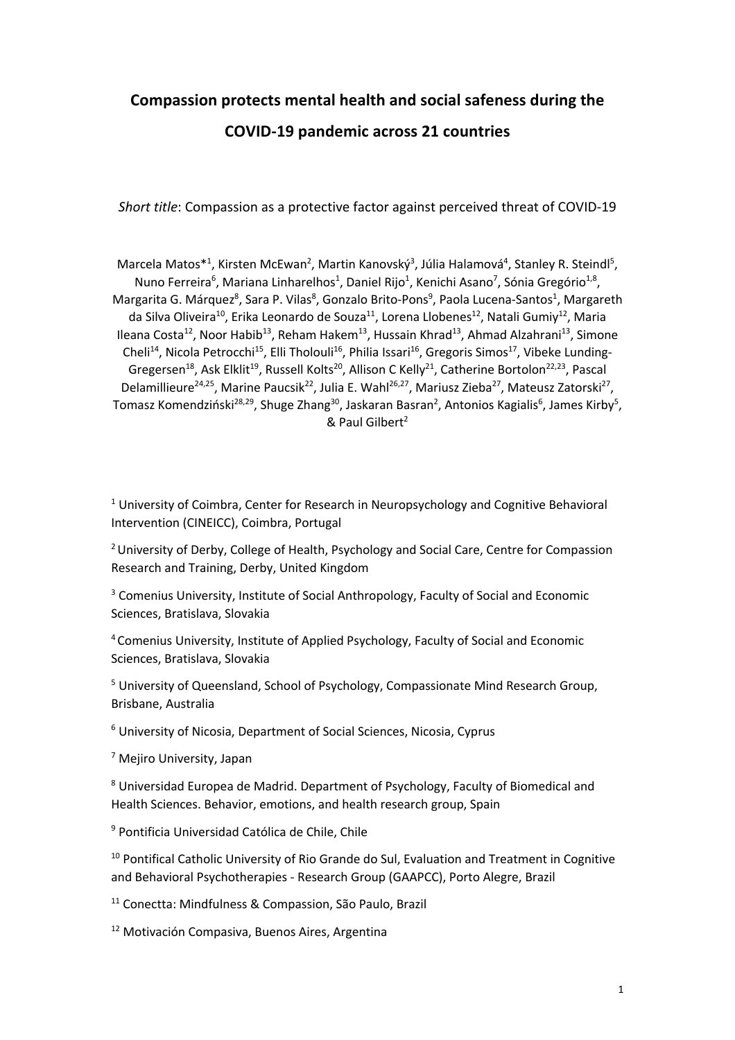# Compassion protects mental health and social safeness during the COVID-19 pandemic across 21 countries

*Short title*: Compassion as a protective factor against perceived threat of COVID-19

Marcela Matos*[1], Kirsten McEwan[2], Martin Kanovský[3], Júlia Halamová[4], Stanley R. Steindl[5], Nuno Ferreira[6], Mariana Linharelhos[1], Daniel Rijo[1], Kenichi Asano[7], Sónia Gregório[1,8], Margarita G. Márquez[8], Sara P. Vilas[8], Gonzalo Brito-Pons[9], Paola Lucena-Santos[1], Margareth da Silva Oliveira[10], Erika Leonardo de Souza[11], Lorena Llobenes[12], Natali Gumiy[12], Maria Ileana Costa[12], Noor Habib[13], Reham Hakem[13], Hussain Khrad[13], Ahmad Alzahrani[13], Simone Cheli[14], Nicola Petrocchi[15], Elli Tholouli[16], Philia Issari[16], Gregoris Simos[17], Vibeke Lunding-Gregersen[18], Ask Elklit[19], Russell Kolts[20], Allison C Kelly[21], Catherine Bortolon[22,23], Pascal Delamillieure[24,25], Marine Paucsik[22], Julia E. Wahl[26,27], Mariusz Zieba[27], Mateusz Zatorski[27], Tomasz Komendziński[28,29], Shuge Zhang[30], Jaskaran Basran[2], Antonios Kagialis[6], James Kirby[5], & Paul Gilbert[2]

[1] University of Coimbra, Center for Research in Neuropsychology and Cognitive Behavioral Intervention (CINEICC), Coimbra, Portugal

[2] University of Derby, College of Health, Psychology and Social Care, Centre for Compassion Research and Training, Derby, United Kingdom

[3] Comenius University, Institute of Social Anthropology, Faculty of Social and Economic Sciences, Bratislava, Slovakia

[4] Comenius University, Institute of Applied Psychology, Faculty of Social and Economic Sciences, Bratislava, Slovakia

[5] University of Queensland, School of Psychology, Compassionate Mind Research Group, Brisbane, Australia

[6] University of Nicosia, Department of Social Sciences, Nicosia, Cyprus

[7] Mejiro University, Japan

[8] Universidad Europea de Madrid. Department of Psychology, Faculty of Biomedical and Health Sciences. Behavior, emotions, and health research group, Spain

[9] Pontificia Universidad Católica de Chile, Chile

[10] Pontifical Catholic University of Rio Grande do Sul, Evaluation and Treatment in Cognitive and Behavioral Psychotherapies - Research Group (GAAPCC), Porto Alegre, Brazil

[11] Conectta: Mindfulness & Compassion, São Paulo, Brazil

[12] Motivación Compasiva, Buenos Aires, Argentina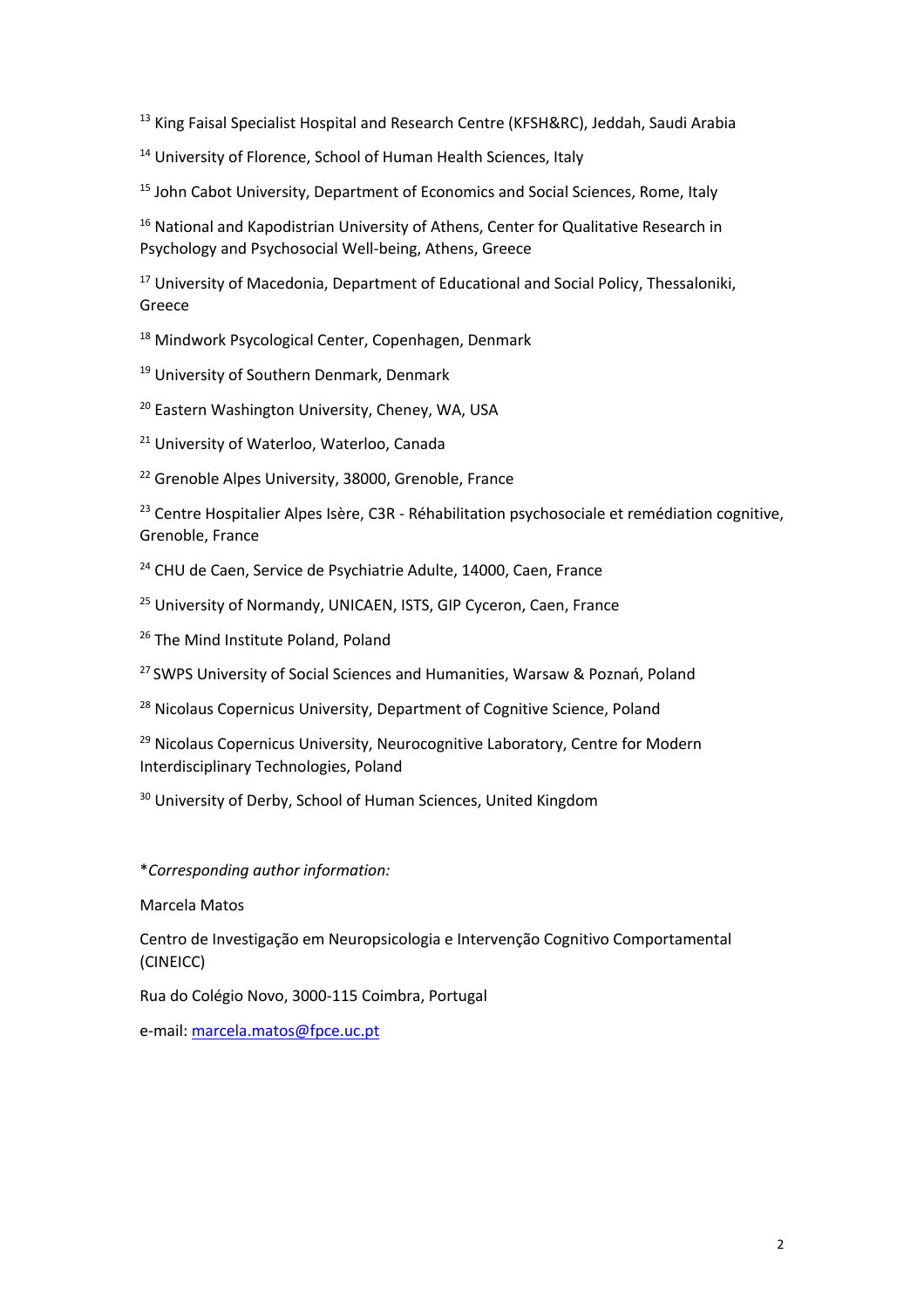[13] King Faisal Specialist Hospital and Research Centre (KFSH&RC), Jeddah, Saudi Arabia

[14] University of Florence, School of Human Health Sciences, Italy

[15] John Cabot University, Department of Economics and Social Sciences, Rome, Italy

[16] National and Kapodistrian University of Athens, Center for Qualitative Research in Psychology and Psychosocial Well-being, Athens, Greece

[17] University of Macedonia, Department of Educational and Social Policy, Thessaloniki, Greece

[18] Mindwork Psycological Center, Copenhagen, Denmark

[19] University of Southern Denmark, Denmark

[20] Eastern Washington University, Cheney, WA, USA

[21] University of Waterloo, Waterloo, Canada

[22] Grenoble Alpes University, 38000, Grenoble, France

[23] Centre Hospitalier Alpes Isère, C3R - Réhabilitation psychosociale et remédiation cognitive, Grenoble, France

[24] CHU de Caen, Service de Psychiatrie Adulte, 14000, Caen, France

[25] University of Normandy, UNICAEN, ISTS, GIP Cyceron, Caen, France

[26] The Mind Institute Poland, Poland

[27] SWPS University of Social Sciences and Humanities, Warsaw & Poznań, Poland

[28] Nicolaus Copernicus University, Department of Cognitive Science, Poland

[29] Nicolaus Copernicus University, Neurocognitive Laboratory, Centre for Modern Interdisciplinary Technologies, Poland

[30] University of Derby, School of Human Sciences, United Kingdom

*\*Corresponding author information:*

Marcela Matos

Centro de Investigação em Neuropsicologia e Intervenção Cognitivo Comportamental (CINEICC)

Rua do Colégio Novo, 3000-115 Coimbra, Portugal

e-mail: marcela.matos@fpce.uc.pt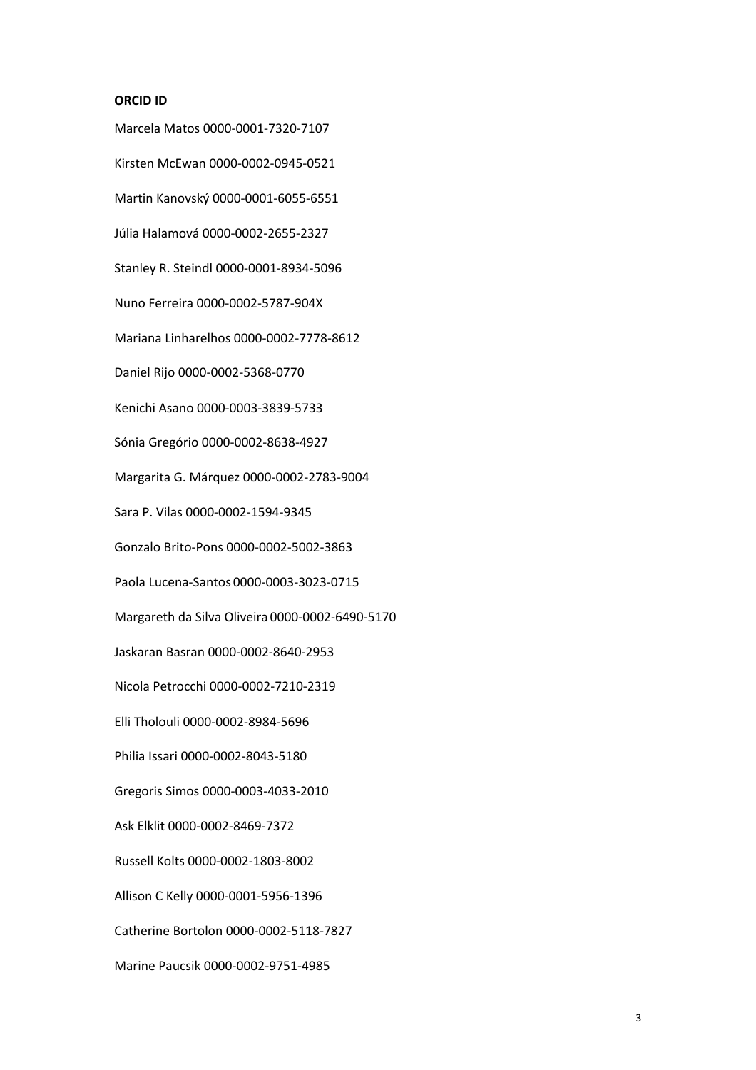**ORCID ID**

Marcela Matos 0000-0001-7320-7107

Kirsten McEwan 0000-0002-0945-0521

Martin Kanovský 0000-0001-6055-6551

Júlia Halamová 0000-0002-2655-2327

Stanley R. Steindl 0000-0001-8934-5096

Nuno Ferreira 0000-0002-5787-904X

Mariana Linharelhos 0000-0002-7778-8612

Daniel Rijo 0000-0002-5368-0770

Kenichi Asano 0000-0003-3839-5733

Sónia Gregório 0000-0002-8638-4927

Margarita G. Márquez 0000-0002-2783-9004

Sara P. Vilas 0000-0002-1594-9345

Gonzalo Brito-Pons 0000-0002-5002-3863

Paola Lucena-Santos 0000-0003-3023-0715

Margareth da Silva Oliveira 0000-0002-6490-5170

Jaskaran Basran 0000-0002-8640-2953

Nicola Petrocchi 0000-0002-7210-2319

Elli Tholouli 0000-0002-8984-5696

Philia Issari 0000-0002-8043-5180

Gregoris Simos 0000-0003-4033-2010

Ask Elklit 0000-0002-8469-7372

Russell Kolts 0000-0002-1803-8002

Allison C Kelly 0000-0001-5956-1396

Catherine Bortolon 0000-0002-5118-7827

Marine Paucsik 0000-0002-9751-4985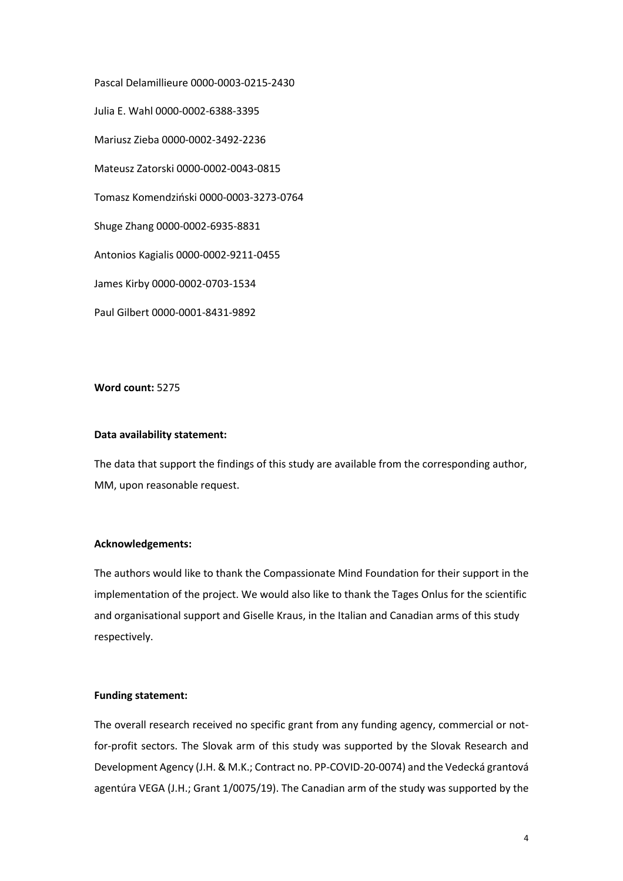Pascal Delamillieure 0000-0003-0215-2430

Julia E. Wahl 0000-0002-6388-3395

Mariusz Zieba 0000-0002-3492-2236

Mateusz Zatorski 0000-0002-0043-0815

Tomasz Komendziński 0000-0003-3273-0764

Shuge Zhang 0000-0002-6935-8831

Antonios Kagialis 0000-0002-9211-0455

James Kirby 0000-0002-0703-1534

Paul Gilbert 0000-0001-8431-9892

**Word count:** 5275

**Data availability statement:**

The data that support the findings of this study are available from the corresponding author, MM, upon reasonable request.

**Acknowledgements:**

The authors would like to thank the Compassionate Mind Foundation for their support in the implementation of the project. We would also like to thank the Tages Onlus for the scientific and organisational support and Giselle Kraus, in the Italian and Canadian arms of this study respectively.

**Funding statement:**

The overall research received no specific grant from any funding agency, commercial or not-for-profit sectors. The Slovak arm of this study was supported by the Slovak Research and Development Agency (J.H. & M.K.; Contract no. PP-COVID-20-0074) and the Vedecká grantová agentúra VEGA (J.H.; Grant 1/0075/19). The Canadian arm of the study was supported by the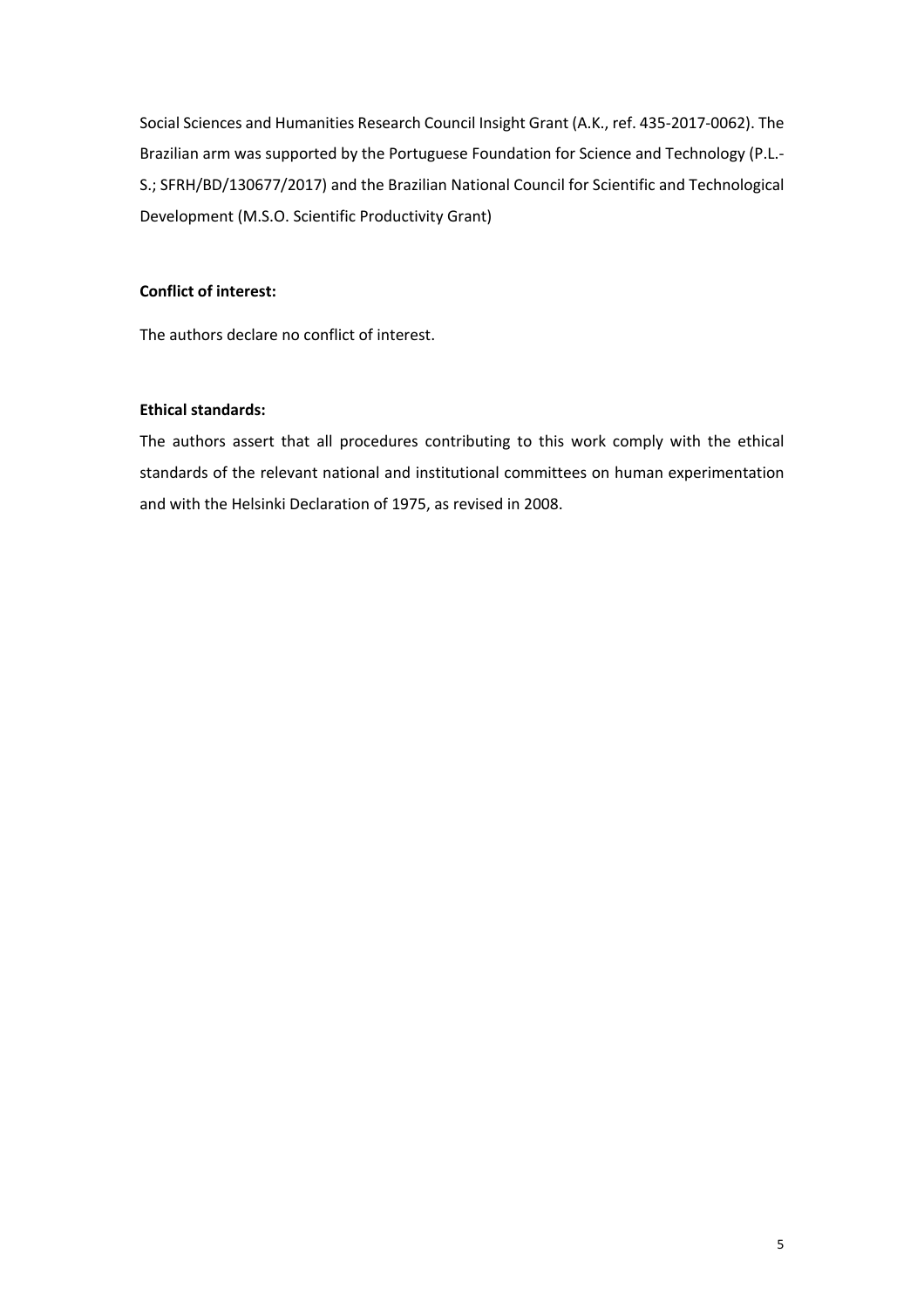Social Sciences and Humanities Research Council Insight Grant (A.K., ref. 435-2017-0062). The Brazilian arm was supported by the Portuguese Foundation for Science and Technology (P.L.-S.; SFRH/BD/130677/2017) and the Brazilian National Council for Scientific and Technological Development (M.S.O. Scientific Productivity Grant)

**Conflict of interest:**

The authors declare no conflict of interest.

**Ethical standards:**

The authors assert that all procedures contributing to this work comply with the ethical standards of the relevant national and institutional committees on human experimentation and with the Helsinki Declaration of 1975, as revised in 2008.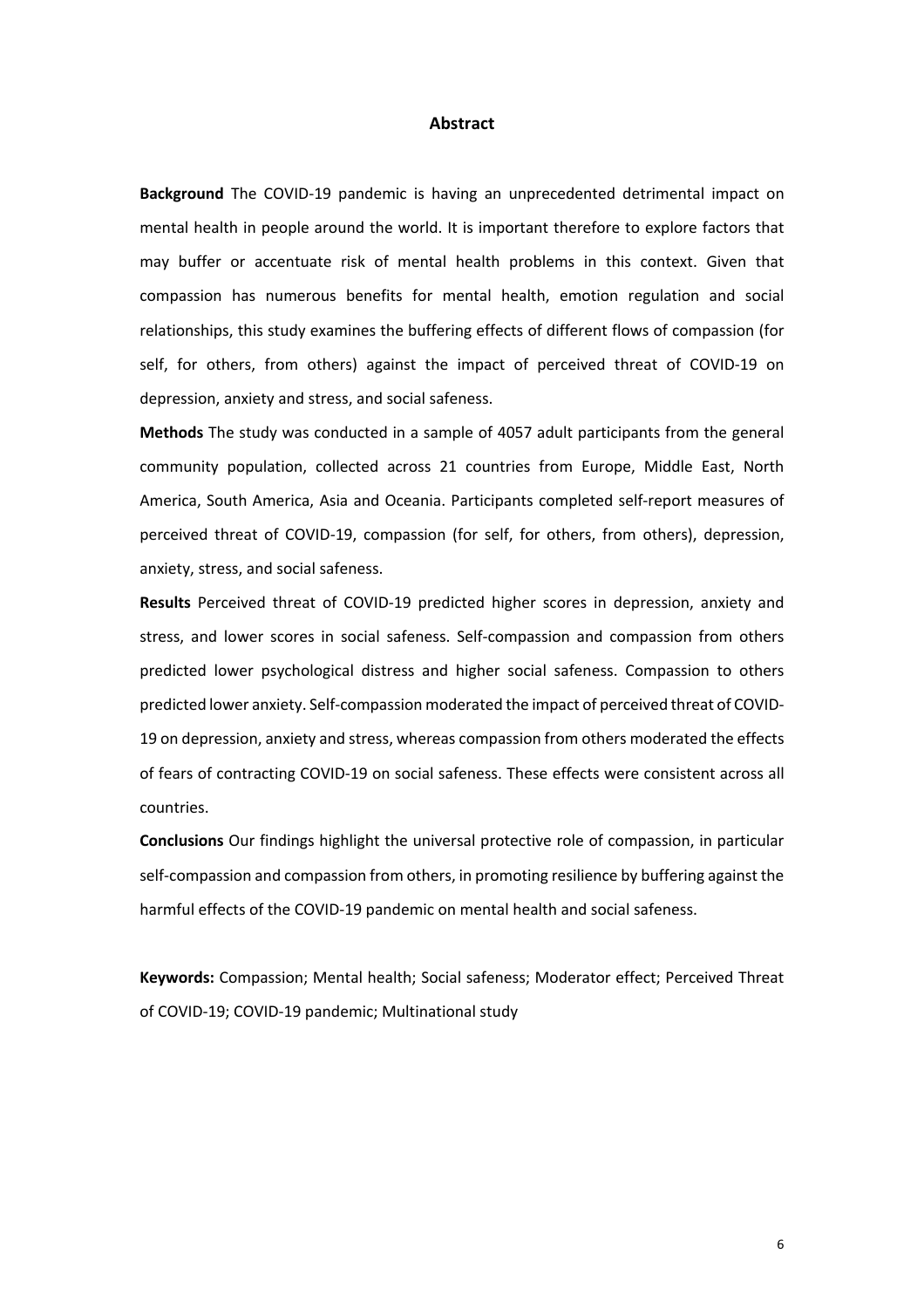## Abstract

**Background** The COVID-19 pandemic is having an unprecedented detrimental impact on mental health in people around the world. It is important therefore to explore factors that may buffer or accentuate risk of mental health problems in this context. Given that compassion has numerous benefits for mental health, emotion regulation and social relationships, this study examines the buffering effects of different flows of compassion (for self, for others, from others) against the impact of perceived threat of COVID-19 on depression, anxiety and stress, and social safeness.

**Methods** The study was conducted in a sample of 4057 adult participants from the general community population, collected across 21 countries from Europe, Middle East, North America, South America, Asia and Oceania. Participants completed self-report measures of perceived threat of COVID-19, compassion (for self, for others, from others), depression, anxiety, stress, and social safeness.

**Results** Perceived threat of COVID-19 predicted higher scores in depression, anxiety and stress, and lower scores in social safeness. Self-compassion and compassion from others predicted lower psychological distress and higher social safeness. Compassion to others predicted lower anxiety. Self-compassion moderated the impact of perceived threat of COVID-19 on depression, anxiety and stress, whereas compassion from others moderated the effects of fears of contracting COVID-19 on social safeness. These effects were consistent across all countries.

**Conclusions** Our findings highlight the universal protective role of compassion, in particular self-compassion and compassion from others, in promoting resilience by buffering against the harmful effects of the COVID-19 pandemic on mental health and social safeness.

**Keywords:** Compassion; Mental health; Social safeness; Moderator effect; Perceived Threat of COVID-19; COVID-19 pandemic; Multinational study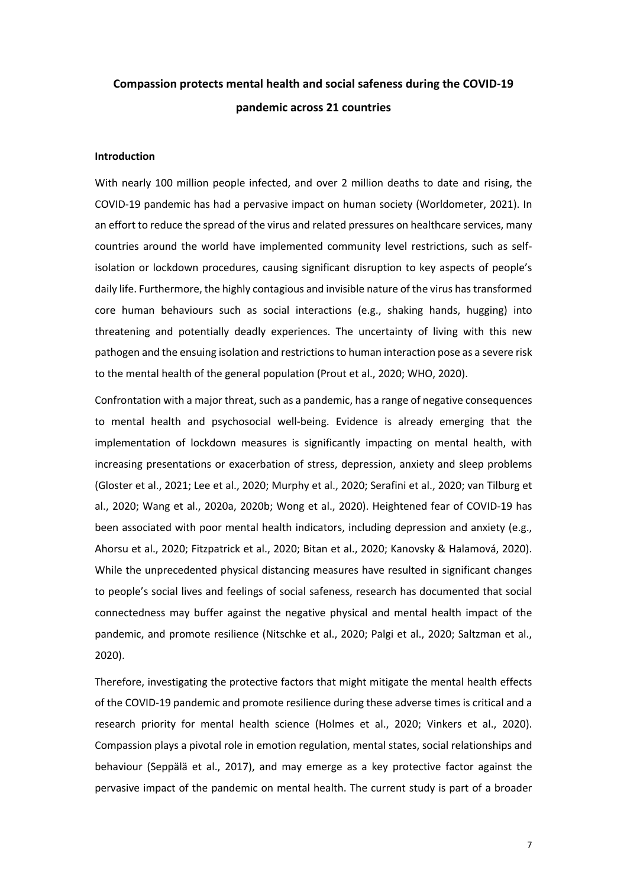# Compassion protects mental health and social safeness during the COVID-19 pandemic across 21 countries

## Introduction

With nearly 100 million people infected, and over 2 million deaths to date and rising, the COVID-19 pandemic has had a pervasive impact on human society (Worldometer, 2021). In an effort to reduce the spread of the virus and related pressures on healthcare services, many countries around the world have implemented community level restrictions, such as self-isolation or lockdown procedures, causing significant disruption to key aspects of people's daily life. Furthermore, the highly contagious and invisible nature of the virus has transformed core human behaviours such as social interactions (e.g., shaking hands, hugging) into threatening and potentially deadly experiences. The uncertainty of living with this new pathogen and the ensuing isolation and restrictions to human interaction pose as a severe risk to the mental health of the general population (Prout et al., 2020; WHO, 2020).

Confrontation with a major threat, such as a pandemic, has a range of negative consequences to mental health and psychosocial well-being. Evidence is already emerging that the implementation of lockdown measures is significantly impacting on mental health, with increasing presentations or exacerbation of stress, depression, anxiety and sleep problems (Gloster et al., 2021; Lee et al., 2020; Murphy et al., 2020; Serafini et al., 2020; van Tilburg et al., 2020; Wang et al., 2020a, 2020b; Wong et al., 2020). Heightened fear of COVID-19 has been associated with poor mental health indicators, including depression and anxiety (e.g., Ahorsu et al., 2020; Fitzpatrick et al., 2020; Bitan et al., 2020; Kanovsky & Halamová, 2020). While the unprecedented physical distancing measures have resulted in significant changes to people's social lives and feelings of social safeness, research has documented that social connectedness may buffer against the negative physical and mental health impact of the pandemic, and promote resilience (Nitschke et al., 2020; Palgi et al., 2020; Saltzman et al., 2020).

Therefore, investigating the protective factors that might mitigate the mental health effects of the COVID-19 pandemic and promote resilience during these adverse times is critical and a research priority for mental health science (Holmes et al., 2020; Vinkers et al., 2020). Compassion plays a pivotal role in emotion regulation, mental states, social relationships and behaviour (Seppälä et al., 2017), and may emerge as a key protective factor against the pervasive impact of the pandemic on mental health. The current study is part of a broader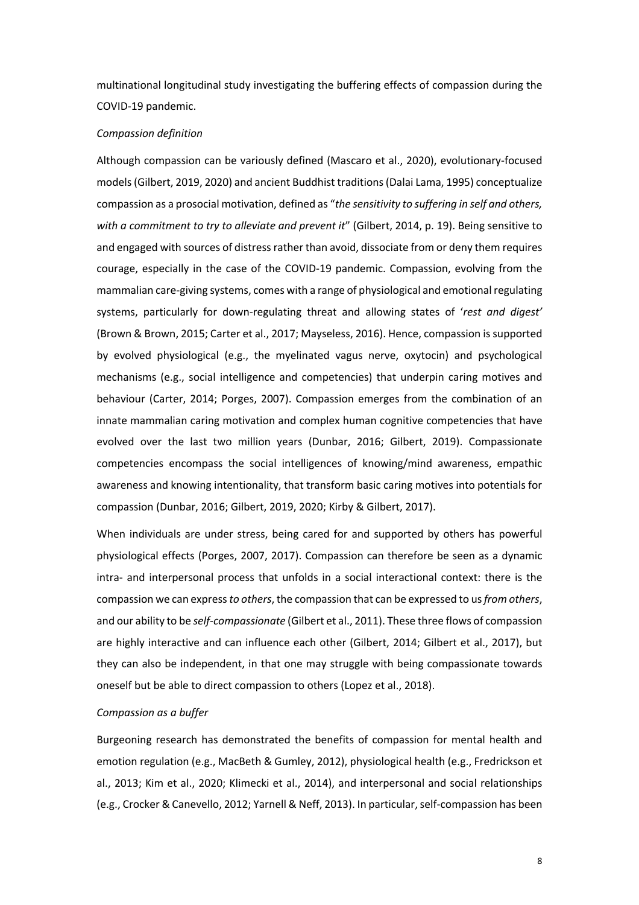multinational longitudinal study investigating the buffering effects of compassion during the COVID-19 pandemic.

*Compassion definition*

Although compassion can be variously defined (Mascaro et al., 2020), evolutionary-focused models (Gilbert, 2019, 2020) and ancient Buddhist traditions (Dalai Lama, 1995) conceptualize compassion as a prosocial motivation, defined as "*the sensitivity to suffering in self and others, with a commitment to try to alleviate and prevent it*" (Gilbert, 2014, p. 19). Being sensitive to and engaged with sources of distress rather than avoid, dissociate from or deny them requires courage, especially in the case of the COVID-19 pandemic. Compassion, evolving from the mammalian care-giving systems, comes with a range of physiological and emotional regulating systems, particularly for down-regulating threat and allowing states of '*rest and digest'* (Brown & Brown, 2015; Carter et al., 2017; Mayseless, 2016). Hence, compassion is supported by evolved physiological (e.g., the myelinated vagus nerve, oxytocin) and psychological mechanisms (e.g., social intelligence and competencies) that underpin caring motives and behaviour (Carter, 2014; Porges, 2007). Compassion emerges from the combination of an innate mammalian caring motivation and complex human cognitive competencies that have evolved over the last two million years (Dunbar, 2016; Gilbert, 2019). Compassionate competencies encompass the social intelligences of knowing/mind awareness, empathic awareness and knowing intentionality, that transform basic caring motives into potentials for compassion (Dunbar, 2016; Gilbert, 2019, 2020; Kirby & Gilbert, 2017).

When individuals are under stress, being cared for and supported by others has powerful physiological effects (Porges, 2007, 2017). Compassion can therefore be seen as a dynamic intra- and interpersonal process that unfolds in a social interactional context: there is the compassion we can express *to others*, the compassion that can be expressed to us *from others*, and our ability to be *self-compassionate* (Gilbert et al., 2011). These three flows of compassion are highly interactive and can influence each other (Gilbert, 2014; Gilbert et al., 2017), but they can also be independent, in that one may struggle with being compassionate towards oneself but be able to direct compassion to others (Lopez et al., 2018).

*Compassion as a buffer*

Burgeoning research has demonstrated the benefits of compassion for mental health and emotion regulation (e.g., MacBeth & Gumley, 2012), physiological health (e.g., Fredrickson et al., 2013; Kim et al., 2020; Klimecki et al., 2014), and interpersonal and social relationships (e.g., Crocker & Canevello, 2012; Yarnell & Neff, 2013). In particular, self-compassion has been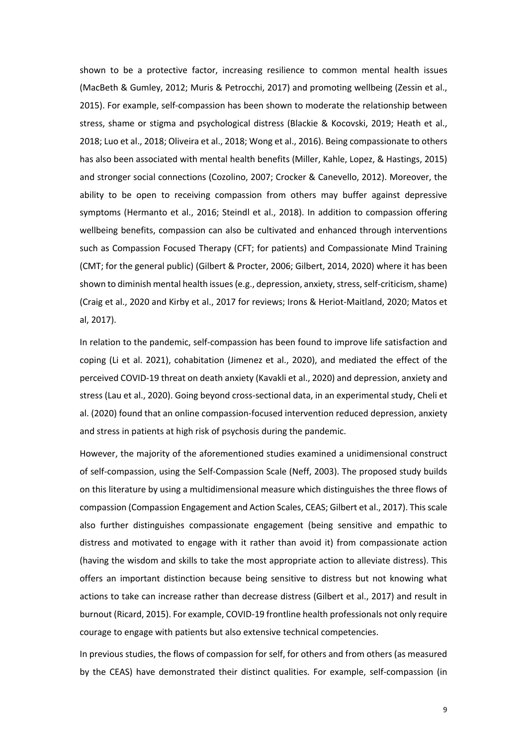shown to be a protective factor, increasing resilience to common mental health issues (MacBeth & Gumley, 2012; Muris & Petrocchi, 2017) and promoting wellbeing (Zessin et al., 2015). For example, self-compassion has been shown to moderate the relationship between stress, shame or stigma and psychological distress (Blackie & Kocovski, 2019; Heath et al., 2018; Luo et al., 2018; Oliveira et al., 2018; Wong et al., 2016). Being compassionate to others has also been associated with mental health benefits (Miller, Kahle, Lopez, & Hastings, 2015) and stronger social connections (Cozolino, 2007; Crocker & Canevello, 2012). Moreover, the ability to be open to receiving compassion from others may buffer against depressive symptoms (Hermanto et al., 2016; Steindl et al., 2018). In addition to compassion offering wellbeing benefits, compassion can also be cultivated and enhanced through interventions such as Compassion Focused Therapy (CFT; for patients) and Compassionate Mind Training (CMT; for the general public) (Gilbert & Procter, 2006; Gilbert, 2014, 2020) where it has been shown to diminish mental health issues (e.g., depression, anxiety, stress, self-criticism, shame) (Craig et al., 2020 and Kirby et al., 2017 for reviews; Irons & Heriot-Maitland, 2020; Matos et al, 2017).

In relation to the pandemic, self-compassion has been found to improve life satisfaction and coping (Li et al. 2021), cohabitation (Jimenez et al., 2020), and mediated the effect of the perceived COVID-19 threat on death anxiety (Kavakli et al., 2020) and depression, anxiety and stress (Lau et al., 2020). Going beyond cross-sectional data, in an experimental study, Cheli et al. (2020) found that an online compassion-focused intervention reduced depression, anxiety and stress in patients at high risk of psychosis during the pandemic.

However, the majority of the aforementioned studies examined a unidimensional construct of self-compassion, using the Self-Compassion Scale (Neff, 2003). The proposed study builds on this literature by using a multidimensional measure which distinguishes the three flows of compassion (Compassion Engagement and Action Scales, CEAS; Gilbert et al., 2017). This scale also further distinguishes compassionate engagement (being sensitive and empathic to distress and motivated to engage with it rather than avoid it) from compassionate action (having the wisdom and skills to take the most appropriate action to alleviate distress). This offers an important distinction because being sensitive to distress but not knowing what actions to take can increase rather than decrease distress (Gilbert et al., 2017) and result in burnout (Ricard, 2015). For example, COVID-19 frontline health professionals not only require courage to engage with patients but also extensive technical competencies.

In previous studies, the flows of compassion for self, for others and from others (as measured by the CEAS) have demonstrated their distinct qualities. For example, self-compassion (in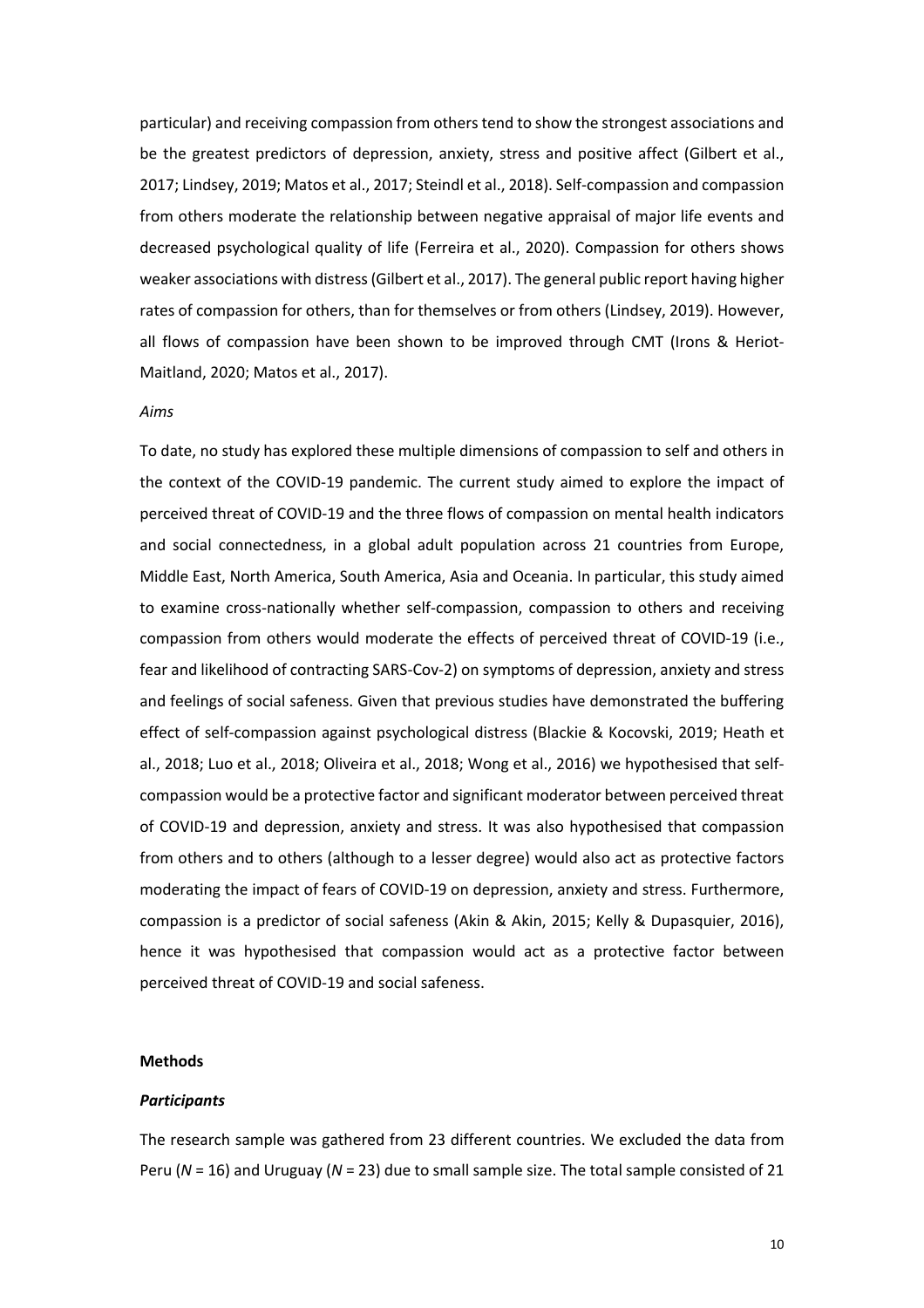particular) and receiving compassion from others tend to show the strongest associations and be the greatest predictors of depression, anxiety, stress and positive affect (Gilbert et al., 2017; Lindsey, 2019; Matos et al., 2017; Steindl et al., 2018). Self-compassion and compassion from others moderate the relationship between negative appraisal of major life events and decreased psychological quality of life (Ferreira et al., 2020). Compassion for others shows weaker associations with distress (Gilbert et al., 2017). The general public report having higher rates of compassion for others, than for themselves or from others (Lindsey, 2019). However, all flows of compassion have been shown to be improved through CMT (Irons & Heriot-Maitland, 2020; Matos et al., 2017).

*Aims*

To date, no study has explored these multiple dimensions of compassion to self and others in the context of the COVID-19 pandemic. The current study aimed to explore the impact of perceived threat of COVID-19 and the three flows of compassion on mental health indicators and social connectedness, in a global adult population across 21 countries from Europe, Middle East, North America, South America, Asia and Oceania. In particular, this study aimed to examine cross-nationally whether self-compassion, compassion to others and receiving compassion from others would moderate the effects of perceived threat of COVID-19 (i.e., fear and likelihood of contracting SARS-Cov-2) on symptoms of depression, anxiety and stress and feelings of social safeness. Given that previous studies have demonstrated the buffering effect of self-compassion against psychological distress (Blackie & Kocovski, 2019; Heath et al., 2018; Luo et al., 2018; Oliveira et al., 2018; Wong et al., 2016) we hypothesised that self-compassion would be a protective factor and significant moderator between perceived threat of COVID-19 and depression, anxiety and stress. It was also hypothesised that compassion from others and to others (although to a lesser degree) would also act as protective factors moderating the impact of fears of COVID-19 on depression, anxiety and stress. Furthermore, compassion is a predictor of social safeness (Akin & Akin, 2015; Kelly & Dupasquier, 2016), hence it was hypothesised that compassion would act as a protective factor between perceived threat of COVID-19 and social safeness.

## Methods

### *Participants*

The research sample was gathered from 23 different countries. We excluded the data from Peru (*N* = 16) and Uruguay (*N* = 23) due to small sample size. The total sample consisted of 21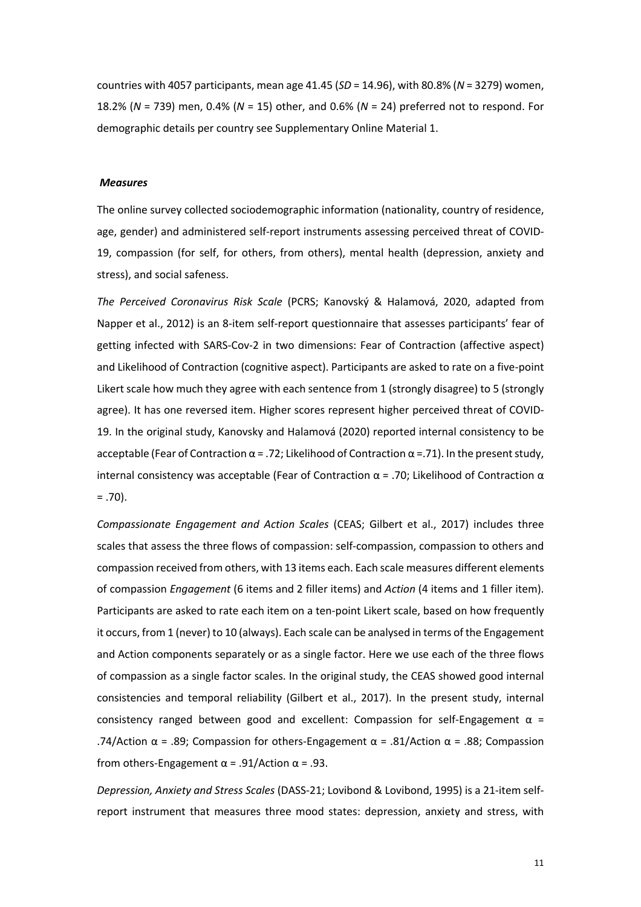countries with 4057 participants, mean age 41.45 (*SD* = 14.96), with 80.8% (*N* = 3279) women, 18.2% (*N* = 739) men, 0.4% (*N* = 15) other, and 0.6% (*N* = 24) preferred not to respond. For demographic details per country see Supplementary Online Material 1.

### *Measures*

The online survey collected sociodemographic information (nationality, country of residence, age, gender) and administered self-report instruments assessing perceived threat of COVID-19, compassion (for self, for others, from others), mental health (depression, anxiety and stress), and social safeness.

*The Perceived Coronavirus Risk Scale* (PCRS; Kanovský & Halamová, 2020, adapted from Napper et al., 2012) is an 8-item self-report questionnaire that assesses participants' fear of getting infected with SARS-Cov-2 in two dimensions: Fear of Contraction (affective aspect) and Likelihood of Contraction (cognitive aspect). Participants are asked to rate on a five-point Likert scale how much they agree with each sentence from 1 (strongly disagree) to 5 (strongly agree). It has one reversed item. Higher scores represent higher perceived threat of COVID-19. In the original study, Kanovsky and Halamová (2020) reported internal consistency to be acceptable (Fear of Contraction $\alpha$ = .72; Likelihood of Contraction $\alpha$ =.71). In the present study, internal consistency was acceptable (Fear of Contraction $\alpha$ = .70; Likelihood of Contraction $\alpha$ = .70).

*Compassionate Engagement and Action Scales* (CEAS; Gilbert et al., 2017) includes three scales that assess the three flows of compassion: self-compassion, compassion to others and compassion received from others, with 13 items each. Each scale measures different elements of compassion *Engagement* (6 items and 2 filler items) and *Action* (4 items and 1 filler item). Participants are asked to rate each item on a ten-point Likert scale, based on how frequently it occurs, from 1 (never) to 10 (always). Each scale can be analysed in terms of the Engagement and Action components separately or as a single factor. Here we use each of the three flows of compassion as a single factor scales. In the original study, the CEAS showed good internal consistencies and temporal reliability (Gilbert et al., 2017). In the present study, internal consistency ranged between good and excellent: Compassion for self-Engagement $\alpha$ = .74/Action $\alpha$ = .89; Compassion for others-Engagement $\alpha$ = .81/Action $\alpha$ = .88; Compassion from others-Engagement $\alpha$ = .91/Action $\alpha$ = .93.

*Depression, Anxiety and Stress Scales* (DASS-21; Lovibond & Lovibond, 1995) is a 21-item self-report instrument that measures three mood states: depression, anxiety and stress, with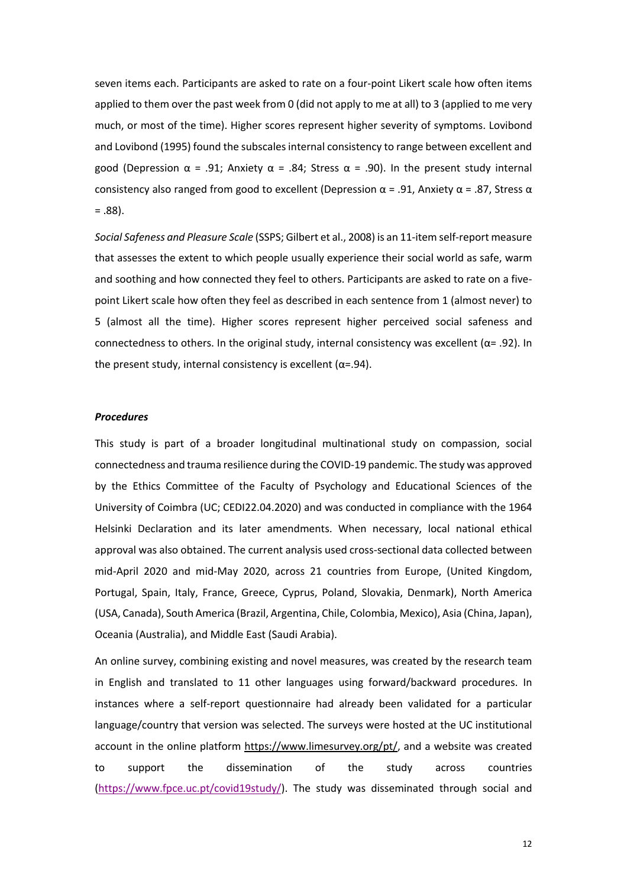seven items each. Participants are asked to rate on a four-point Likert scale how often items applied to them over the past week from 0 (did not apply to me at all) to 3 (applied to me very much, or most of the time). Higher scores represent higher severity of symptoms. Lovibond and Lovibond (1995) found the subscales internal consistency to range between excellent and good (Depression $\alpha$ = .91; Anxiety $\alpha$ = .84; Stress $\alpha$ = .90). In the present study internal consistency also ranged from good to excellent (Depression $\alpha$ = .91, Anxiety $\alpha$ = .87, Stress $\alpha$ = .88).

*Social Safeness and Pleasure Scale* (SSPS; Gilbert et al., 2008) is an 11-item self-report measure that assesses the extent to which people usually experience their social world as safe, warm and soothing and how connected they feel to others. Participants are asked to rate on a five-point Likert scale how often they feel as described in each sentence from 1 (almost never) to 5 (almost all the time). Higher scores represent higher perceived social safeness and connectedness to others. In the original study, internal consistency was excellent ($\alpha$= .92). In the present study, internal consistency is excellent ($\alpha$=.94).

### *Procedures*

This study is part of a broader longitudinal multinational study on compassion, social connectedness and trauma resilience during the COVID-19 pandemic. The study was approved by the Ethics Committee of the Faculty of Psychology and Educational Sciences of the University of Coimbra (UC; CEDI22.04.2020) and was conducted in compliance with the 1964 Helsinki Declaration and its later amendments. When necessary, local national ethical approval was also obtained. The current analysis used cross-sectional data collected between mid-April 2020 and mid-May 2020, across 21 countries from Europe, (United Kingdom, Portugal, Spain, Italy, France, Greece, Cyprus, Poland, Slovakia, Denmark), North America (USA, Canada), South America (Brazil, Argentina, Chile, Colombia, Mexico), Asia (China, Japan), Oceania (Australia), and Middle East (Saudi Arabia).

An online survey, combining existing and novel measures, was created by the research team in English and translated to 11 other languages using forward/backward procedures. In instances where a self-report questionnaire had already been validated for a particular language/country that version was selected. The surveys were hosted at the UC institutional account in the online platform https://www.limesurvey.org/pt/, and a website was created to support the dissemination of the study across countries (https://www.fpce.uc.pt/covid19study/). The study was disseminated through social and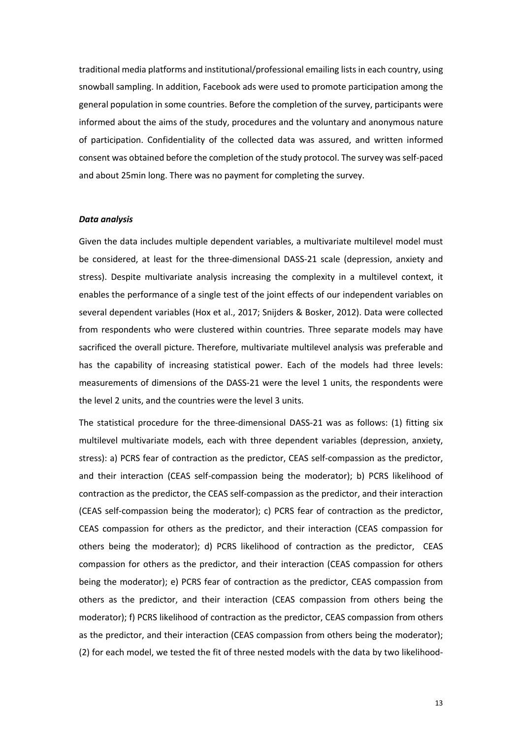traditional media platforms and institutional/professional emailing lists in each country, using snowball sampling. In addition, Facebook ads were used to promote participation among the general population in some countries. Before the completion of the survey, participants were informed about the aims of the study, procedures and the voluntary and anonymous nature of participation. Confidentiality of the collected data was assured, and written informed consent was obtained before the completion of the study protocol. The survey was self-paced and about 25min long. There was no payment for completing the survey.

### *Data analysis*

Given the data includes multiple dependent variables, a multivariate multilevel model must be considered, at least for the three-dimensional DASS-21 scale (depression, anxiety and stress). Despite multivariate analysis increasing the complexity in a multilevel context, it enables the performance of a single test of the joint effects of our independent variables on several dependent variables (Hox et al., 2017; Snijders & Bosker, 2012). Data were collected from respondents who were clustered within countries. Three separate models may have sacrificed the overall picture. Therefore, multivariate multilevel analysis was preferable and has the capability of increasing statistical power. Each of the models had three levels: measurements of dimensions of the DASS-21 were the level 1 units, the respondents were the level 2 units, and the countries were the level 3 units.

The statistical procedure for the three-dimensional DASS-21 was as follows: (1) fitting six multilevel multivariate models, each with three dependent variables (depression, anxiety, stress): a) PCRS fear of contraction as the predictor, CEAS self-compassion as the predictor, and their interaction (CEAS self-compassion being the moderator); b) PCRS likelihood of contraction as the predictor, the CEAS self-compassion as the predictor, and their interaction (CEAS self-compassion being the moderator); c) PCRS fear of contraction as the predictor, CEAS compassion for others as the predictor, and their interaction (CEAS compassion for others being the moderator); d) PCRS likelihood of contraction as the predictor, CEAS compassion for others as the predictor, and their interaction (CEAS compassion for others being the moderator); e) PCRS fear of contraction as the predictor, CEAS compassion from others as the predictor, and their interaction (CEAS compassion from others being the moderator); f) PCRS likelihood of contraction as the predictor, CEAS compassion from others as the predictor, and their interaction (CEAS compassion from others being the moderator); (2) for each model, we tested the fit of three nested models with the data by two likelihood-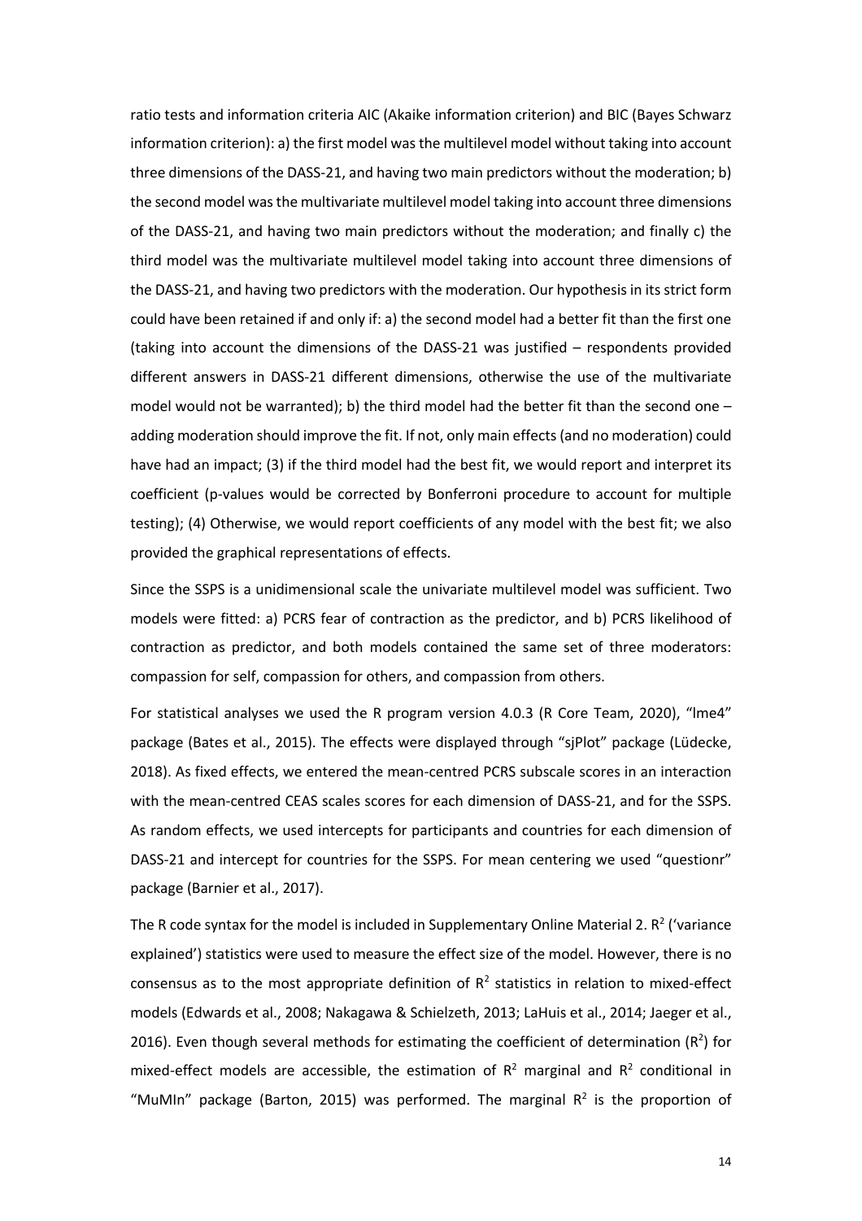ratio tests and information criteria AIC (Akaike information criterion) and BIC (Bayes Schwarz information criterion): a) the first model was the multilevel model without taking into account three dimensions of the DASS-21, and having two main predictors without the moderation; b) the second model was the multivariate multilevel model taking into account three dimensions of the DASS-21, and having two main predictors without the moderation; and finally c) the third model was the multivariate multilevel model taking into account three dimensions of the DASS-21, and having two predictors with the moderation. Our hypothesis in its strict form could have been retained if and only if: a) the second model had a better fit than the first one (taking into account the dimensions of the DASS-21 was justified – respondents provided different answers in DASS-21 different dimensions, otherwise the use of the multivariate model would not be warranted); b) the third model had the better fit than the second one – adding moderation should improve the fit. If not, only main effects (and no moderation) could have had an impact; (3) if the third model had the best fit, we would report and interpret its coefficient (p-values would be corrected by Bonferroni procedure to account for multiple testing); (4) Otherwise, we would report coefficients of any model with the best fit; we also provided the graphical representations of effects.

Since the SSPS is a unidimensional scale the univariate multilevel model was sufficient. Two models were fitted: a) PCRS fear of contraction as the predictor, and b) PCRS likelihood of contraction as predictor, and both models contained the same set of three moderators: compassion for self, compassion for others, and compassion from others.

For statistical analyses we used the R program version 4.0.3 (R Core Team, 2020), "lme4" package (Bates et al., 2015). The effects were displayed through "sjPlot" package (Lüdecke, 2018). As fixed effects, we entered the mean-centred PCRS subscale scores in an interaction with the mean-centred CEAS scales scores for each dimension of DASS-21, and for the SSPS. As random effects, we used intercepts for participants and countries for each dimension of DASS-21 and intercept for countries for the SSPS. For mean centering we used "questionr" package (Barnier et al., 2017).

The R code syntax for the model is included in Supplementary Online Material 2. $R^2$ ('variance explained') statistics were used to measure the effect size of the model. However, there is no consensus as to the most appropriate definition of $R^2$ statistics in relation to mixed-effect models (Edwards et al., 2008; Nakagawa & Schielzeth, 2013; LaHuis et al., 2014; Jaeger et al., 2016). Even though several methods for estimating the coefficient of determination ($R^2$) for mixed-effect models are accessible, the estimation of $R^2$ marginal and $R^2$ conditional in "MuMIn" package (Barton, 2015) was performed. The marginal $R^2$ is the proportion of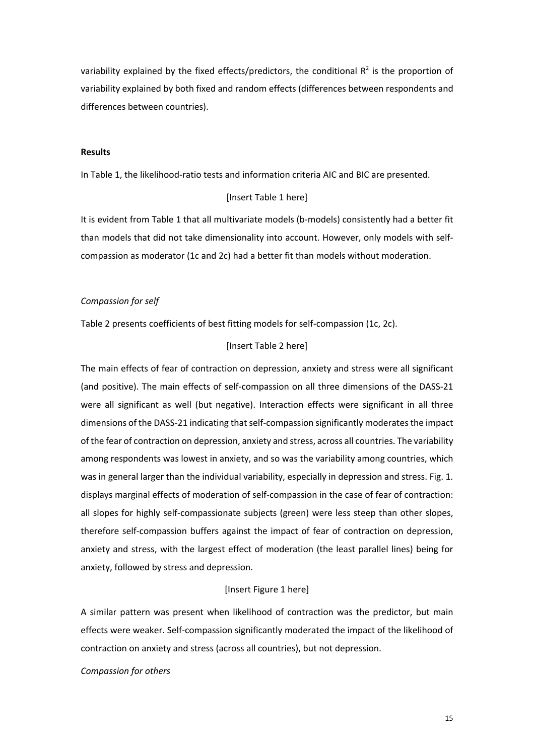variability explained by the fixed effects/predictors, the conditional $R^2$ is the proportion of variability explained by both fixed and random effects (differences between respondents and differences between countries).

**Results**

In Table 1, the likelihood-ratio tests and information criteria AIC and BIC are presented.

[Insert Table 1 here]

It is evident from Table 1 that all multivariate models (b-models) consistently had a better fit than models that did not take dimensionality into account. However, only models with self-compassion as moderator (1c and 2c) had a better fit than models without moderation.

*Compassion for self*

Table 2 presents coefficients of best fitting models for self-compassion (1c, 2c).

[Insert Table 2 here]

The main effects of fear of contraction on depression, anxiety and stress were all significant (and positive). The main effects of self-compassion on all three dimensions of the DASS-21 were all significant as well (but negative). Interaction effects were significant in all three dimensions of the DASS-21 indicating that self-compassion significantly moderates the impact of the fear of contraction on depression, anxiety and stress, across all countries. The variability among respondents was lowest in anxiety, and so was the variability among countries, which was in general larger than the individual variability, especially in depression and stress. Fig. 1. displays marginal effects of moderation of self-compassion in the case of fear of contraction: all slopes for highly self-compassionate subjects (green) were less steep than other slopes, therefore self-compassion buffers against the impact of fear of contraction on depression, anxiety and stress, with the largest effect of moderation (the least parallel lines) being for anxiety, followed by stress and depression.

[Insert Figure 1 here]

A similar pattern was present when likelihood of contraction was the predictor, but main effects were weaker. Self-compassion significantly moderated the impact of the likelihood of contraction on anxiety and stress (across all countries), but not depression.

*Compassion for others*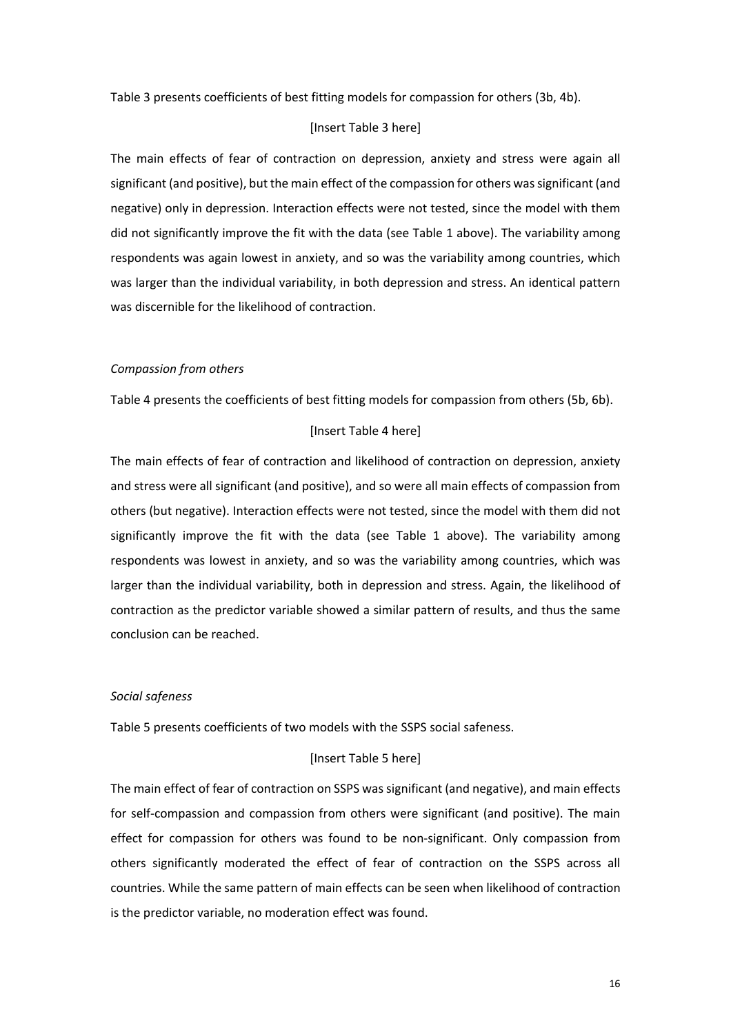Table 3 presents coefficients of best fitting models for compassion for others (3b, 4b).

[Insert Table 3 here]

The main effects of fear of contraction on depression, anxiety and stress were again all significant (and positive), but the main effect of the compassion for others was significant (and negative) only in depression. Interaction effects were not tested, since the model with them did not significantly improve the fit with the data (see Table 1 above). The variability among respondents was again lowest in anxiety, and so was the variability among countries, which was larger than the individual variability, in both depression and stress. An identical pattern was discernible for the likelihood of contraction.

*Compassion from others*

Table 4 presents the coefficients of best fitting models for compassion from others (5b, 6b).

[Insert Table 4 here]

The main effects of fear of contraction and likelihood of contraction on depression, anxiety and stress were all significant (and positive), and so were all main effects of compassion from others (but negative). Interaction effects were not tested, since the model with them did not significantly improve the fit with the data (see Table 1 above). The variability among respondents was lowest in anxiety, and so was the variability among countries, which was larger than the individual variability, both in depression and stress. Again, the likelihood of contraction as the predictor variable showed a similar pattern of results, and thus the same conclusion can be reached.

*Social safeness*

Table 5 presents coefficients of two models with the SSPS social safeness.

[Insert Table 5 here]

The main effect of fear of contraction on SSPS was significant (and negative), and main effects for self-compassion and compassion from others were significant (and positive). The main effect for compassion for others was found to be non-significant. Only compassion from others significantly moderated the effect of fear of contraction on the SSPS across all countries. While the same pattern of main effects can be seen when likelihood of contraction is the predictor variable, no moderation effect was found.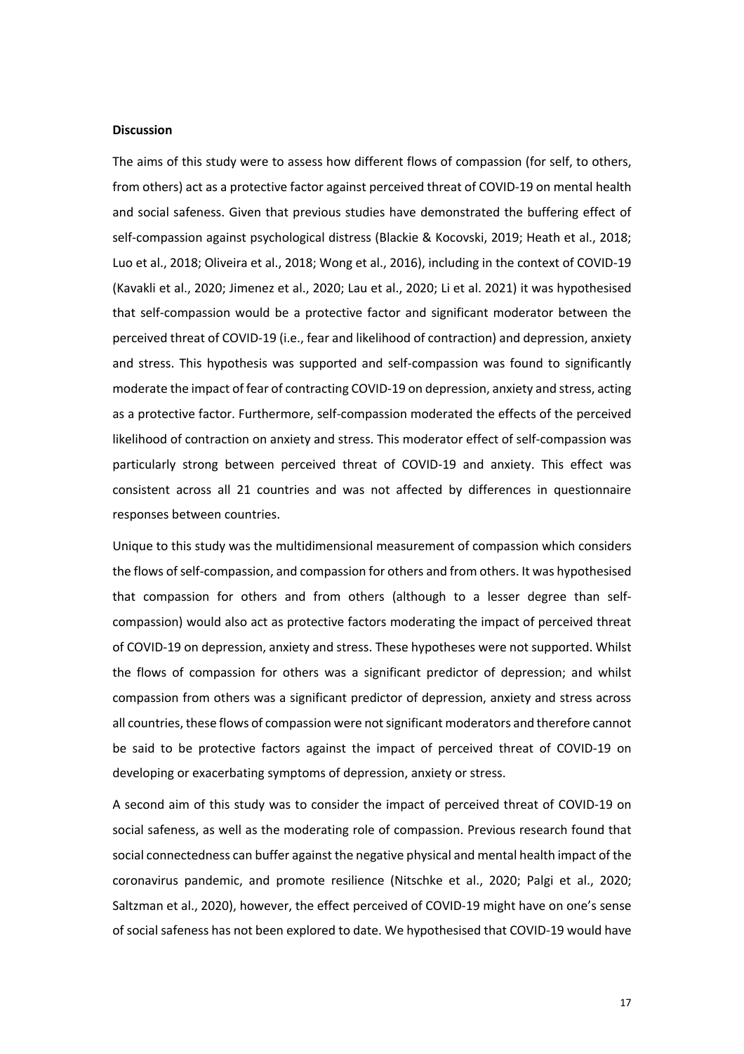**Discussion**

The aims of this study were to assess how different flows of compassion (for self, to others, from others) act as a protective factor against perceived threat of COVID-19 on mental health and social safeness. Given that previous studies have demonstrated the buffering effect of self-compassion against psychological distress (Blackie & Kocovski, 2019; Heath et al., 2018; Luo et al., 2018; Oliveira et al., 2018; Wong et al., 2016), including in the context of COVID-19 (Kavakli et al., 2020; Jimenez et al., 2020; Lau et al., 2020; Li et al. 2021) it was hypothesised that self-compassion would be a protective factor and significant moderator between the perceived threat of COVID-19 (i.e., fear and likelihood of contraction) and depression, anxiety and stress. This hypothesis was supported and self-compassion was found to significantly moderate the impact of fear of contracting COVID-19 on depression, anxiety and stress, acting as a protective factor. Furthermore, self-compassion moderated the effects of the perceived likelihood of contraction on anxiety and stress. This moderator effect of self-compassion was particularly strong between perceived threat of COVID-19 and anxiety. This effect was consistent across all 21 countries and was not affected by differences in questionnaire responses between countries.

Unique to this study was the multidimensional measurement of compassion which considers the flows of self-compassion, and compassion for others and from others. It was hypothesised that compassion for others and from others (although to a lesser degree than self-compassion) would also act as protective factors moderating the impact of perceived threat of COVID-19 on depression, anxiety and stress. These hypotheses were not supported. Whilst the flows of compassion for others was a significant predictor of depression; and whilst compassion from others was a significant predictor of depression, anxiety and stress across all countries, these flows of compassion were not significant moderators and therefore cannot be said to be protective factors against the impact of perceived threat of COVID-19 on developing or exacerbating symptoms of depression, anxiety or stress.

A second aim of this study was to consider the impact of perceived threat of COVID-19 on social safeness, as well as the moderating role of compassion. Previous research found that social connectedness can buffer against the negative physical and mental health impact of the coronavirus pandemic, and promote resilience (Nitschke et al., 2020; Palgi et al., 2020; Saltzman et al., 2020), however, the effect perceived of COVID-19 might have on one's sense of social safeness has not been explored to date. We hypothesised that COVID-19 would have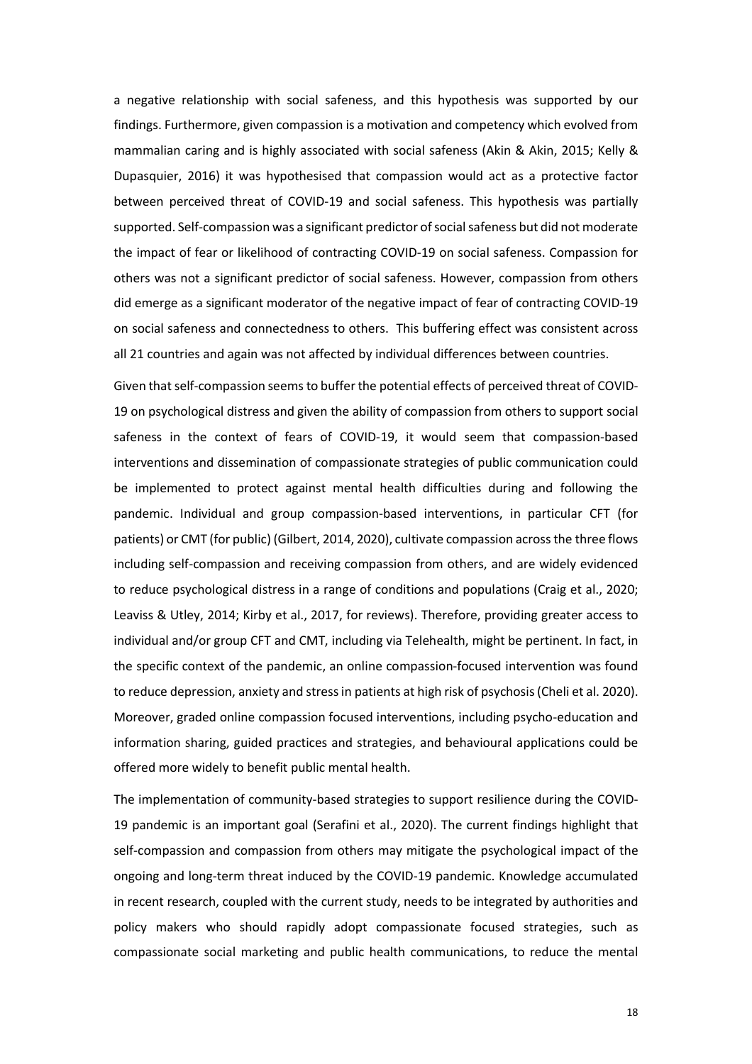a negative relationship with social safeness, and this hypothesis was supported by our findings. Furthermore, given compassion is a motivation and competency which evolved from mammalian caring and is highly associated with social safeness (Akin & Akin, 2015; Kelly & Dupasquier, 2016) it was hypothesised that compassion would act as a protective factor between perceived threat of COVID-19 and social safeness. This hypothesis was partially supported. Self-compassion was a significant predictor of social safeness but did not moderate the impact of fear or likelihood of contracting COVID-19 on social safeness. Compassion for others was not a significant predictor of social safeness. However, compassion from others did emerge as a significant moderator of the negative impact of fear of contracting COVID-19 on social safeness and connectedness to others. This buffering effect was consistent across all 21 countries and again was not affected by individual differences between countries.

Given that self-compassion seems to buffer the potential effects of perceived threat of COVID-19 on psychological distress and given the ability of compassion from others to support social safeness in the context of fears of COVID-19, it would seem that compassion-based interventions and dissemination of compassionate strategies of public communication could be implemented to protect against mental health difficulties during and following the pandemic. Individual and group compassion-based interventions, in particular CFT (for patients) or CMT (for public) (Gilbert, 2014, 2020), cultivate compassion across the three flows including self-compassion and receiving compassion from others, and are widely evidenced to reduce psychological distress in a range of conditions and populations (Craig et al., 2020; Leaviss & Utley, 2014; Kirby et al., 2017, for reviews). Therefore, providing greater access to individual and/or group CFT and CMT, including via Telehealth, might be pertinent. In fact, in the specific context of the pandemic, an online compassion-focused intervention was found to reduce depression, anxiety and stress in patients at high risk of psychosis (Cheli et al. 2020). Moreover, graded online compassion focused interventions, including psycho-education and information sharing, guided practices and strategies, and behavioural applications could be offered more widely to benefit public mental health.

The implementation of community-based strategies to support resilience during the COVID-19 pandemic is an important goal (Serafini et al., 2020). The current findings highlight that self-compassion and compassion from others may mitigate the psychological impact of the ongoing and long-term threat induced by the COVID-19 pandemic. Knowledge accumulated in recent research, coupled with the current study, needs to be integrated by authorities and policy makers who should rapidly adopt compassionate focused strategies, such as compassionate social marketing and public health communications, to reduce the mental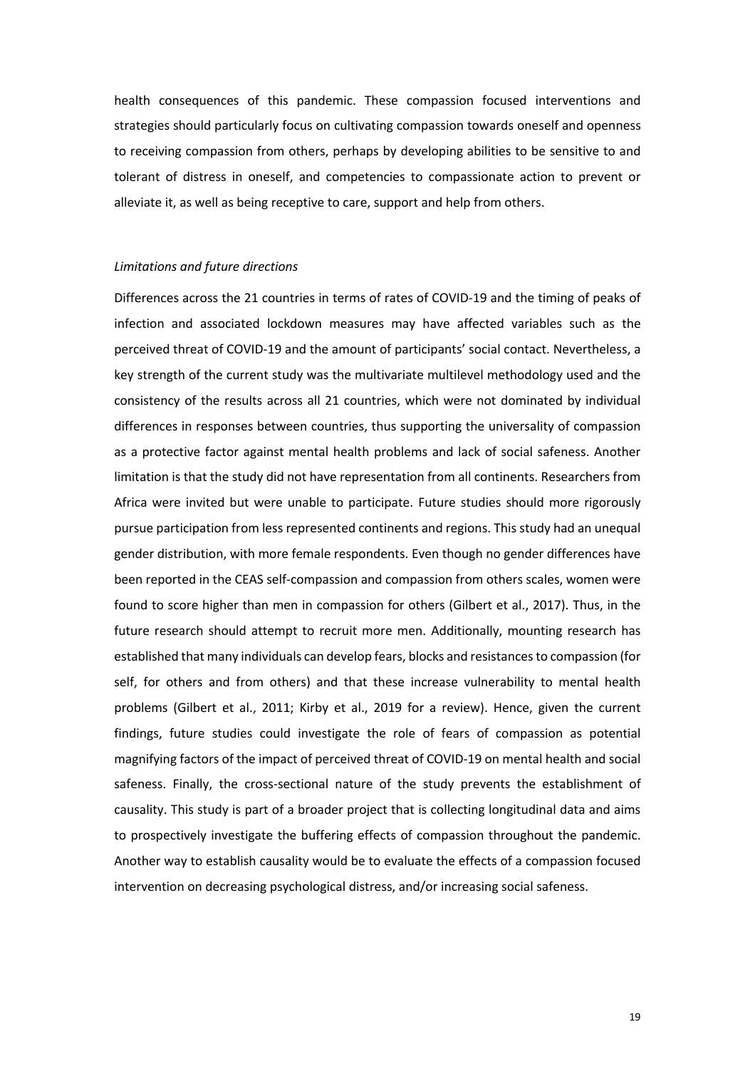health consequences of this pandemic. These compassion focused interventions and strategies should particularly focus on cultivating compassion towards oneself and openness to receiving compassion from others, perhaps by developing abilities to be sensitive to and tolerant of distress in oneself, and competencies to compassionate action to prevent or alleviate it, as well as being receptive to care, support and help from others.

*Limitations and future directions*

Differences across the 21 countries in terms of rates of COVID-19 and the timing of peaks of infection and associated lockdown measures may have affected variables such as the perceived threat of COVID-19 and the amount of participants' social contact. Nevertheless, a key strength of the current study was the multivariate multilevel methodology used and the consistency of the results across all 21 countries, which were not dominated by individual differences in responses between countries, thus supporting the universality of compassion as a protective factor against mental health problems and lack of social safeness. Another limitation is that the study did not have representation from all continents. Researchers from Africa were invited but were unable to participate. Future studies should more rigorously pursue participation from less represented continents and regions. This study had an unequal gender distribution, with more female respondents. Even though no gender differences have been reported in the CEAS self-compassion and compassion from others scales, women were found to score higher than men in compassion for others (Gilbert et al., 2017). Thus, in the future research should attempt to recruit more men. Additionally, mounting research has established that many individuals can develop fears, blocks and resistances to compassion (for self, for others and from others) and that these increase vulnerability to mental health problems (Gilbert et al., 2011; Kirby et al., 2019 for a review). Hence, given the current findings, future studies could investigate the role of fears of compassion as potential magnifying factors of the impact of perceived threat of COVID-19 on mental health and social safeness. Finally, the cross-sectional nature of the study prevents the establishment of causality. This study is part of a broader project that is collecting longitudinal data and aims to prospectively investigate the buffering effects of compassion throughout the pandemic. Another way to establish causality would be to evaluate the effects of a compassion focused intervention on decreasing psychological distress, and/or increasing social safeness.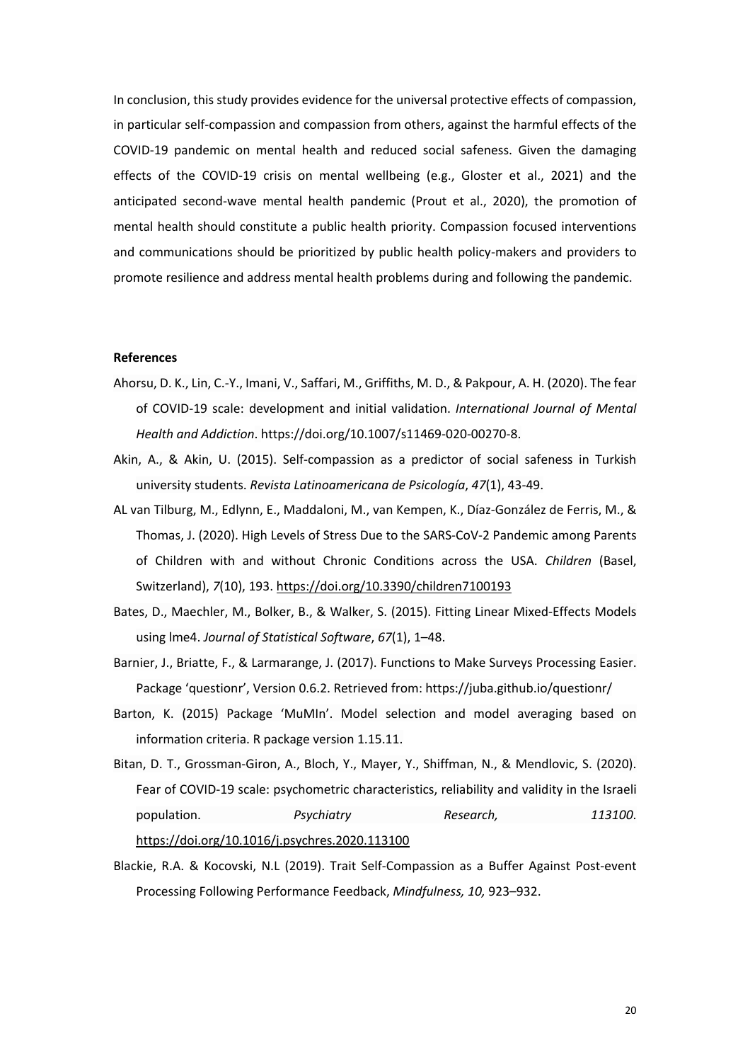In conclusion, this study provides evidence for the universal protective effects of compassion, in particular self-compassion and compassion from others, against the harmful effects of the COVID-19 pandemic on mental health and reduced social safeness. Given the damaging effects of the COVID-19 crisis on mental wellbeing (e.g., Gloster et al., 2021) and the anticipated second-wave mental health pandemic (Prout et al., 2020), the promotion of mental health should constitute a public health priority. Compassion focused interventions and communications should be prioritized by public health policy-makers and providers to promote resilience and address mental health problems during and following the pandemic.

**References**

Ahorsu, D. K., Lin, C.-Y., Imani, V., Saffari, M., Griffiths, M. D., & Pakpour, A. H. (2020). The fear of COVID-19 scale: development and initial validation. *International Journal of Mental Health and Addiction*. https://doi.org/10.1007/s11469-020-00270-8.

Akin, A., & Akin, U. (2015). Self-compassion as a predictor of social safeness in Turkish university students. *Revista Latinoamericana de Psicología*, *47*(1), 43-49.

AL van Tilburg, M., Edlynn, E., Maddaloni, M., van Kempen, K., Díaz-González de Ferris, M., & Thomas, J. (2020). High Levels of Stress Due to the SARS-CoV-2 Pandemic among Parents of Children with and without Chronic Conditions across the USA. *Children* (Basel, Switzerland), *7*(10), 193. https://doi.org/10.3390/children7100193

Bates, D., Maechler, M., Bolker, B., & Walker, S. (2015). Fitting Linear Mixed-Effects Models using lme4. *Journal of Statistical Software*, *67*(1), 1–48.

Barnier, J., Briatte, F., & Larmarange, J. (2017). Functions to Make Surveys Processing Easier. Package 'questionr', Version 0.6.2. Retrieved from: https://juba.github.io/questionr/

Barton, K. (2015) Package 'MuMIn'. Model selection and model averaging based on information criteria. R package version 1.15.11.

Bitan, D. T., Grossman-Giron, A., Bloch, Y., Mayer, Y., Shiffman, N., & Mendlovic, S. (2020). Fear of COVID-19 scale: psychometric characteristics, reliability and validity in the Israeli population. *Psychiatry Research, 113100*. https://doi.org/10.1016/j.psychres.2020.113100

Blackie, R.A. & Kocovski, N.L (2019). Trait Self-Compassion as a Buffer Against Post-event Processing Following Performance Feedback, *Mindfulness, 10,* 923–932.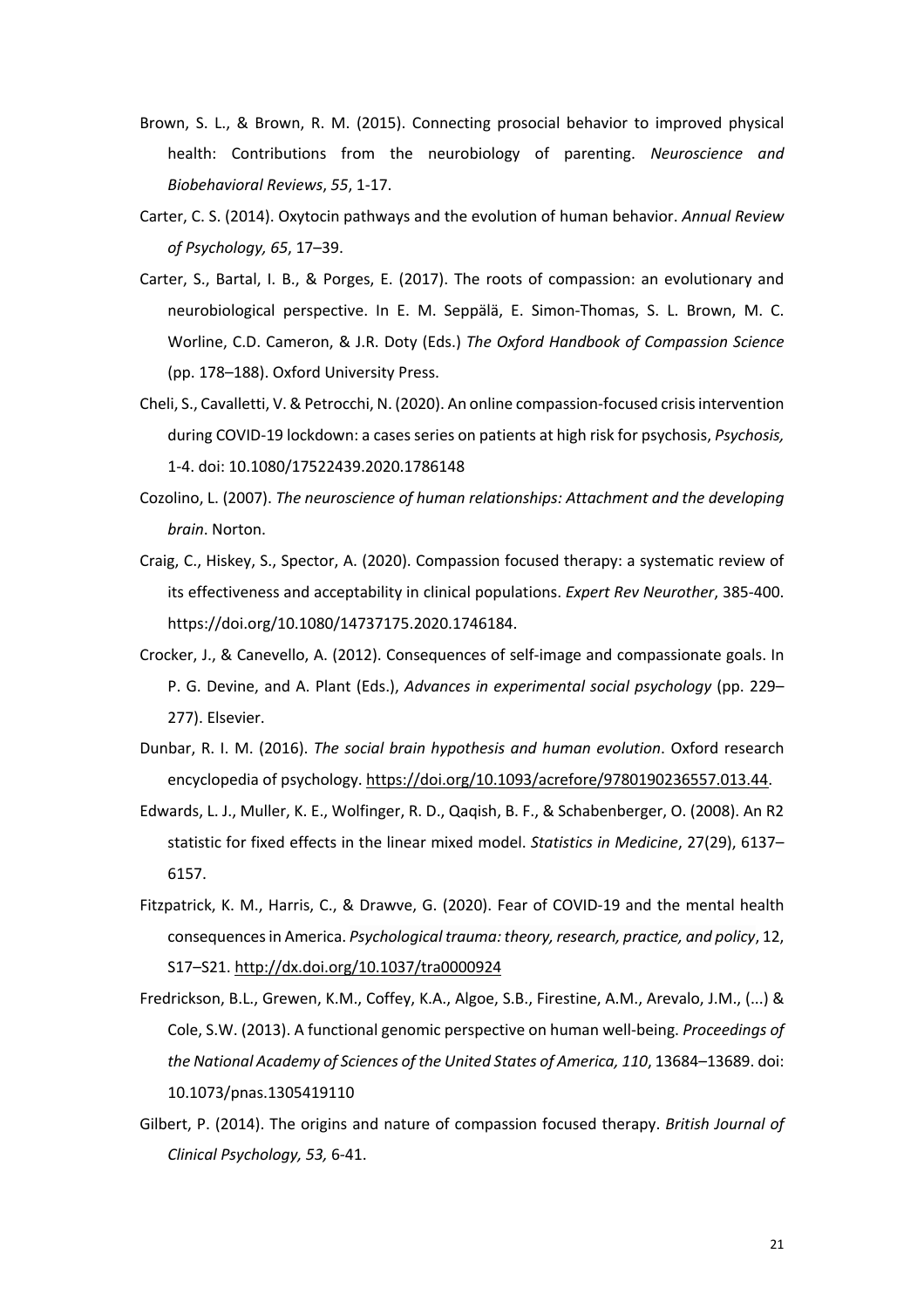Brown, S. L., & Brown, R. M. (2015). Connecting prosocial behavior to improved physical health: Contributions from the neurobiology of parenting. *Neuroscience and Biobehavioral Reviews*, *55*, 1-17.

Carter, C. S. (2014). Oxytocin pathways and the evolution of human behavior. *Annual Review of Psychology, 65*, 17–39.

Carter, S., Bartal, I. B., & Porges, E. (2017). The roots of compassion: an evolutionary and neurobiological perspective. In E. M. Seppälä, E. Simon-Thomas, S. L. Brown, M. C. Worline, C.D. Cameron, & J.R. Doty (Eds.) *The Oxford Handbook of Compassion Science* (pp. 178–188). Oxford University Press.

Cheli, S., Cavalletti, V. & Petrocchi, N. (2020). An online compassion-focused crisis intervention during COVID-19 lockdown: a cases series on patients at high risk for psychosis, *Psychosis,* 1-4. doi: 10.1080/17522439.2020.1786148

Cozolino, L. (2007). *The neuroscience of human relationships: Attachment and the developing brain*. Norton.

Craig, C., Hiskey, S., Spector, A. (2020). Compassion focused therapy: a systematic review of its effectiveness and acceptability in clinical populations. *Expert Rev Neurother*, 385-400. https://doi.org/10.1080/14737175.2020.1746184.

Crocker, J., & Canevello, A. (2012). Consequences of self-image and compassionate goals. In P. G. Devine, and A. Plant (Eds.), *Advances in experimental social psychology* (pp. 229–277). Elsevier.

Dunbar, R. I. M. (2016). *The social brain hypothesis and human evolution*. Oxford research encyclopedia of psychology. https://doi.org/10.1093/acrefore/9780190236557.013.44.

Edwards, L. J., Muller, K. E., Wolfinger, R. D., Qaqish, B. F., & Schabenberger, O. (2008). An R2 statistic for fixed effects in the linear mixed model. *Statistics in Medicine*, 27(29), 6137–6157.

Fitzpatrick, K. M., Harris, C., & Drawve, G. (2020). Fear of COVID-19 and the mental health consequences in America. *Psychological trauma: theory, research, practice, and policy*, 12, S17–S21. http://dx.doi.org/10.1037/tra0000924

Fredrickson, B.L., Grewen, K.M., Coffey, K.A., Algoe, S.B., Firestine, A.M., Arevalo, J.M., (...) & Cole, S.W. (2013). A functional genomic perspective on human well-being. *Proceedings of the National Academy of Sciences of the United States of America, 110*, 13684–13689. doi: 10.1073/pnas.1305419110

Gilbert, P. (2014). The origins and nature of compassion focused therapy. *British Journal of Clinical Psychology, 53,* 6-41.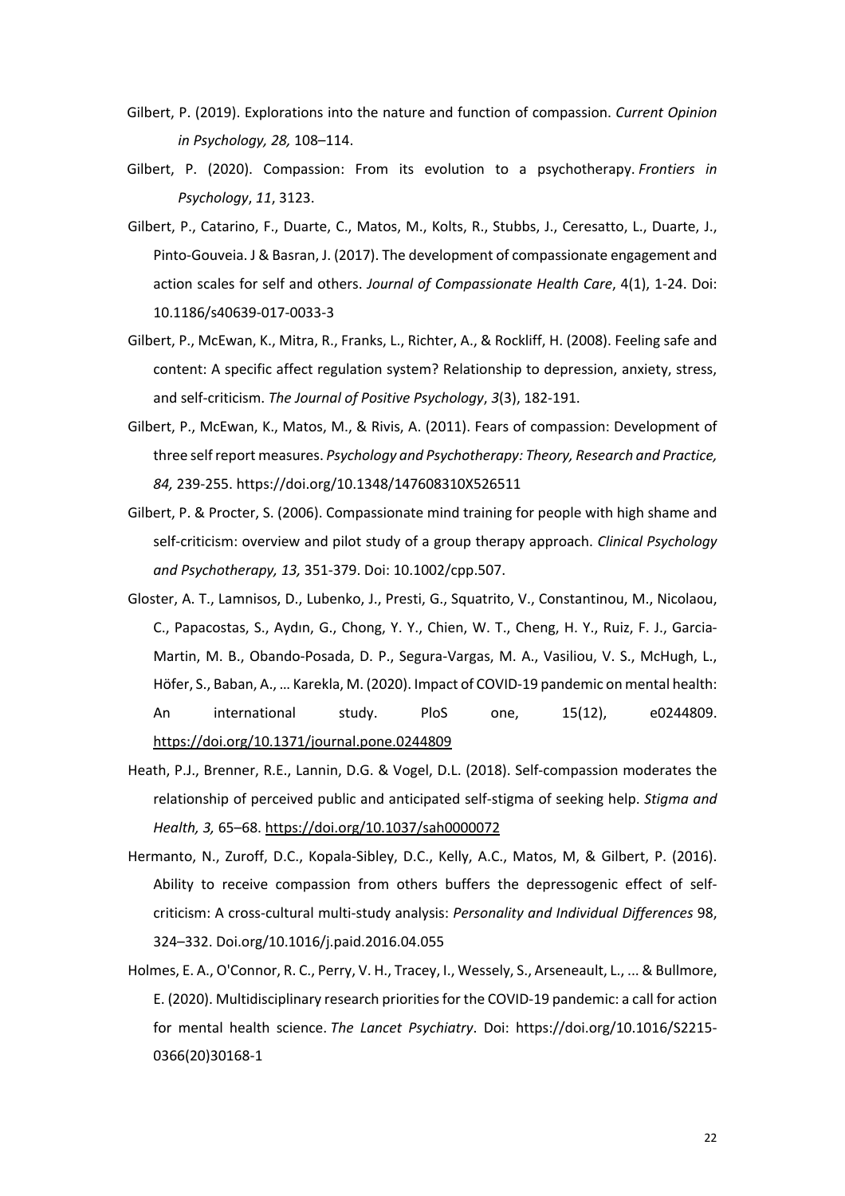Gilbert, P. (2019). Explorations into the nature and function of compassion. *Current Opinion in Psychology, 28,* 108–114.

Gilbert, P. (2020). Compassion: From its evolution to a psychotherapy. *Frontiers in Psychology*, *11*, 3123.

Gilbert, P., Catarino, F., Duarte, C., Matos, M., Kolts, R., Stubbs, J., Ceresatto, L., Duarte, J., Pinto-Gouveia. J & Basran, J. (2017). The development of compassionate engagement and action scales for self and others. *Journal of Compassionate Health Care*, 4(1), 1-24. Doi: 10.1186/s40639-017-0033-3

Gilbert, P., McEwan, K., Mitra, R., Franks, L., Richter, A., & Rockliff, H. (2008). Feeling safe and content: A specific affect regulation system? Relationship to depression, anxiety, stress, and self-criticism. *The Journal of Positive Psychology*, *3*(3), 182-191.

Gilbert, P., McEwan, K., Matos, M., & Rivis, A. (2011). Fears of compassion: Development of three self report measures. *Psychology and Psychotherapy: Theory, Research and Practice, 84,* 239-255. https://doi.org/10.1348/147608310X526511

Gilbert, P. & Procter, S. (2006). Compassionate mind training for people with high shame and self-criticism: overview and pilot study of a group therapy approach. *Clinical Psychology and Psychotherapy, 13,* 351-379. Doi: 10.1002/cpp.507.

Gloster, A. T., Lamnisos, D., Lubenko, J., Presti, G., Squatrito, V., Constantinou, M., Nicolaou, C., Papacostas, S., Aydın, G., Chong, Y. Y., Chien, W. T., Cheng, H. Y., Ruiz, F. J., Garcia-Martin, M. B., Obando-Posada, D. P., Segura-Vargas, M. A., Vasiliou, V. S., McHugh, L., Höfer, S., Baban, A., … Karekla, M. (2020). Impact of COVID-19 pandemic on mental health: An international study. PloS one, 15(12), e0244809. https://doi.org/10.1371/journal.pone.0244809

Heath, P.J., Brenner, R.E., Lannin, D.G. & Vogel, D.L. (2018). Self-compassion moderates the relationship of perceived public and anticipated self-stigma of seeking help. *Stigma and Health, 3,* 65–68. https://doi.org/10.1037/sah0000072

Hermanto, N., Zuroff, D.C., Kopala-Sibley, D.C., Kelly, A.C., Matos, M, & Gilbert, P. (2016). Ability to receive compassion from others buffers the depressogenic effect of self-criticism: A cross-cultural multi-study analysis: *Personality and Individual Differences* 98, 324–332. Doi.org/10.1016/j.paid.2016.04.055

Holmes, E. A., O'Connor, R. C., Perry, V. H., Tracey, I., Wessely, S., Arseneault, L., ... & Bullmore, E. (2020). Multidisciplinary research priorities for the COVID-19 pandemic: a call for action for mental health science. *The Lancet Psychiatry*. Doi: https://doi.org/10.1016/S2215-0366(20)30168-1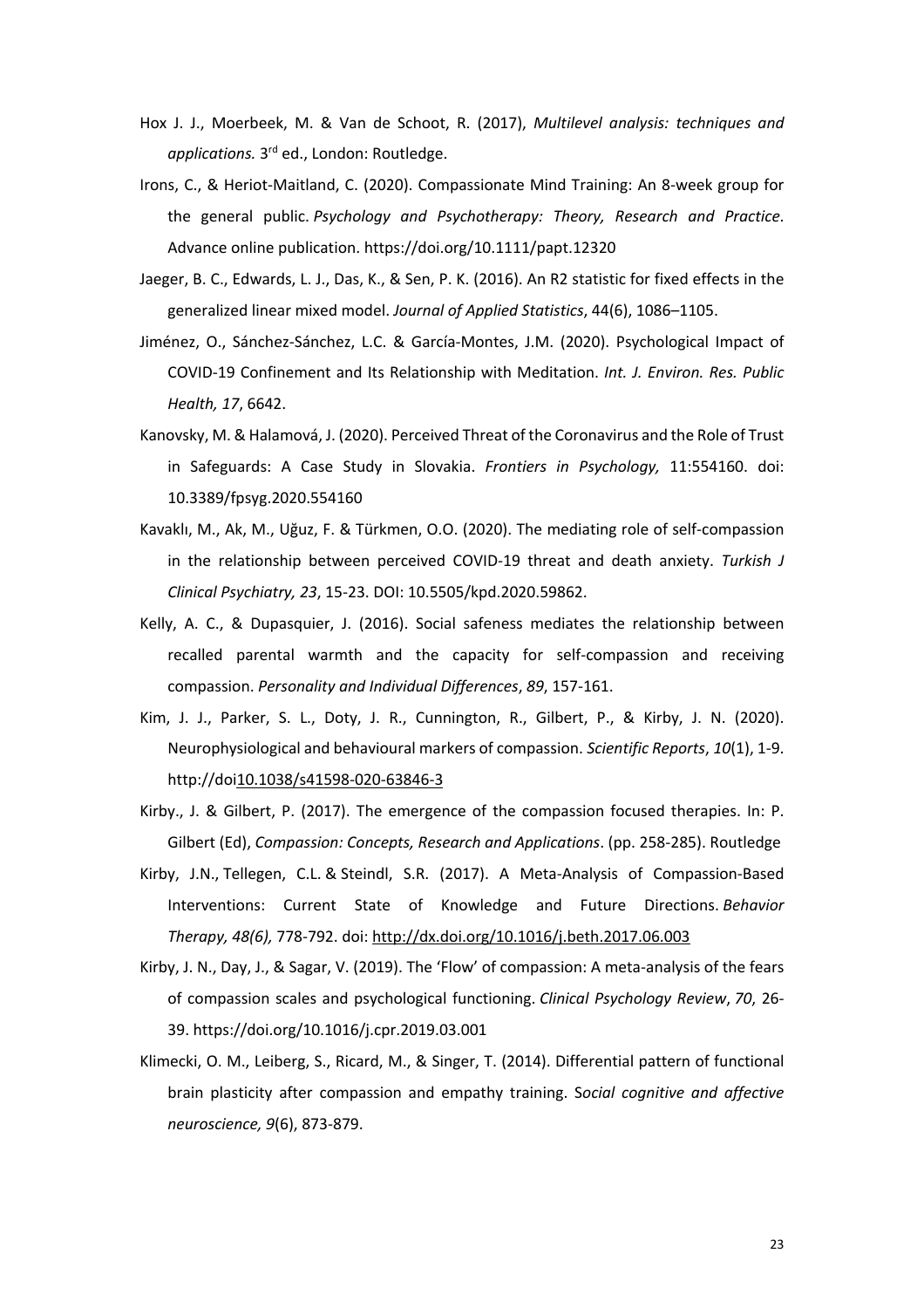Hox J. J., Moerbeek, M. & Van de Schoot, R. (2017), *Multilevel analysis: techniques and applications.* 3rd ed., London: Routledge.

Irons, C., & Heriot-Maitland, C. (2020). Compassionate Mind Training: An 8-week group for the general public. *Psychology and Psychotherapy: Theory, Research and Practice*. Advance online publication. https://doi.org/10.1111/papt.12320

Jaeger, B. C., Edwards, L. J., Das, K., & Sen, P. K. (2016). An R2 statistic for fixed effects in the generalized linear mixed model. *Journal of Applied Statistics*, 44(6), 1086–1105.

Jiménez, O., Sánchez-Sánchez, L.C. & García-Montes, J.M. (2020). Psychological Impact of COVID-19 Confinement and Its Relationship with Meditation. *Int. J. Environ. Res. Public Health, 17*, 6642.

Kanovsky, M. & Halamová, J. (2020). Perceived Threat of the Coronavirus and the Role of Trust in Safeguards: A Case Study in Slovakia. *Frontiers in Psychology,* 11:554160. doi: 10.3389/fpsyg.2020.554160

Kavaklı, M., Ak, M., Uğuz, F. & Türkmen, O.O. (2020). The mediating role of self-compassion in the relationship between perceived COVID-19 threat and death anxiety. *Turkish J Clinical Psychiatry, 23*, 15-23. DOI: 10.5505/kpd.2020.59862.

Kelly, A. C., & Dupasquier, J. (2016). Social safeness mediates the relationship between recalled parental warmth and the capacity for self-compassion and receiving compassion. *Personality and Individual Differences*, *89*, 157-161.

Kim, J. J., Parker, S. L., Doty, J. R., Cunnington, R., Gilbert, P., & Kirby, J. N. (2020). Neurophysiological and behavioural markers of compassion. *Scientific Reports*, *10*(1), 1-9. http://doi10.1038/s41598-020-63846-3

Kirby., J. & Gilbert, P. (2017). The emergence of the compassion focused therapies. In: P. Gilbert (Ed), *Compassion: Concepts, Research and Applications*. (pp. 258-285). Routledge

Kirby, J.N., Tellegen, C.L. & Steindl, S.R. (2017). A Meta-Analysis of Compassion-Based Interventions: Current State of Knowledge and Future Directions. *Behavior Therapy, 48(6),* 778-792. doi: http://dx.doi.org/10.1016/j.beth.2017.06.003

Kirby, J. N., Day, J., & Sagar, V. (2019). The 'Flow' of compassion: A meta-analysis of the fears of compassion scales and psychological functioning. *Clinical Psychology Review*, *70*, 26-39. https://doi.org/10.1016/j.cpr.2019.03.001

Klimecki, O. M., Leiberg, S., Ricard, M., & Singer, T. (2014). Differential pattern of functional brain plasticity after compassion and empathy training. S*ocial cognitive and affective neuroscience, 9*(6), 873-879.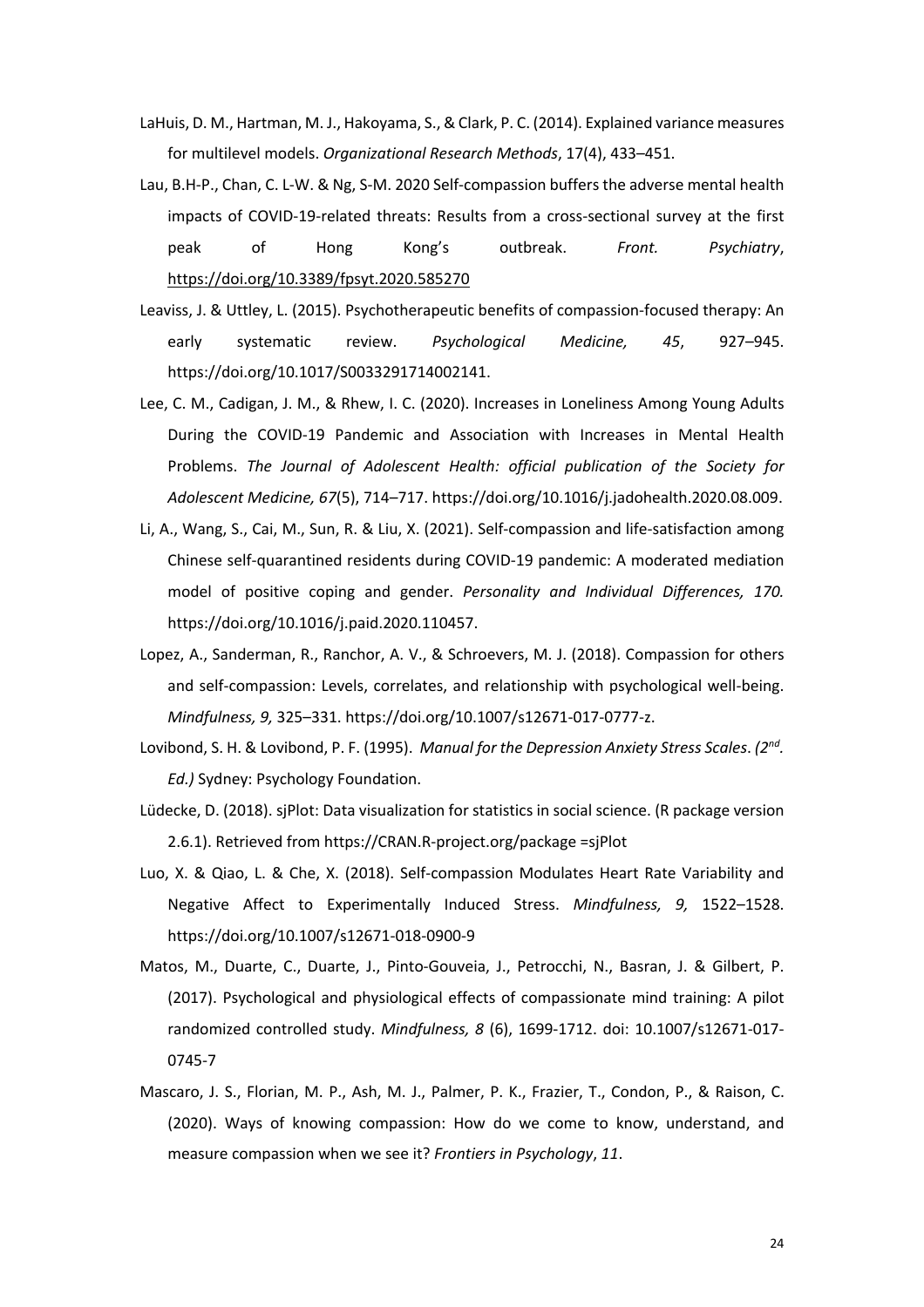LaHuis, D. M., Hartman, M. J., Hakoyama, S., & Clark, P. C. (2014). Explained variance measures for multilevel models. *Organizational Research Methods*, 17(4), 433–451.

Lau, B.H-P., Chan, C. L-W. & Ng, S-M. 2020 Self-compassion buffers the adverse mental health impacts of COVID-19-related threats: Results from a cross-sectional survey at the first peak of Hong Kong's outbreak. *Front. Psychiatry*, https://doi.org/10.3389/fpsyt.2020.585270

Leaviss, J. & Uttley, L. (2015). Psychotherapeutic benefits of compassion-focused therapy: An early systematic review. *Psychological Medicine, 45*, 927–945. https://doi.org/10.1017/S0033291714002141.

Lee, C. M., Cadigan, J. M., & Rhew, I. C. (2020). Increases in Loneliness Among Young Adults During the COVID-19 Pandemic and Association with Increases in Mental Health Problems. *The Journal of Adolescent Health: official publication of the Society for Adolescent Medicine, 67*(5), 714–717. https://doi.org/10.1016/j.jadohealth.2020.08.009.

Li, A., Wang, S., Cai, M., Sun, R. & Liu, X. (2021). Self-compassion and life-satisfaction among Chinese self-quarantined residents during COVID-19 pandemic: A moderated mediation model of positive coping and gender. *Personality and Individual Differences, 170.* https://doi.org/10.1016/j.paid.2020.110457.

Lopez, A., Sanderman, R., Ranchor, A. V., & Schroevers, M. J. (2018). Compassion for others and self-compassion: Levels, correlates, and relationship with psychological well-being. *Mindfulness, 9,* 325–331. https://doi.org/10.1007/s12671-017-0777-z.

Lovibond, S. H. & Lovibond, P. F. (1995). *Manual for the Depression Anxiety Stress Scales*. *(2nd. Ed.)* Sydney: Psychology Foundation.

Lüdecke, D. (2018). sjPlot: Data visualization for statistics in social science. (R package version 2.6.1). Retrieved from https://CRAN.R-project.org/package =sjPlot

Luo, X. & Qiao, L. & Che, X. (2018). Self-compassion Modulates Heart Rate Variability and Negative Affect to Experimentally Induced Stress. *Mindfulness, 9,* 1522–1528. https://doi.org/10.1007/s12671-018-0900-9

Matos, M., Duarte, C., Duarte, J., Pinto-Gouveia, J., Petrocchi, N., Basran, J. & Gilbert, P. (2017). Psychological and physiological effects of compassionate mind training: A pilot randomized controlled study. *Mindfulness, 8* (6), 1699-1712. doi: 10.1007/s12671-017-0745-7

Mascaro, J. S., Florian, M. P., Ash, M. J., Palmer, P. K., Frazier, T., Condon, P., & Raison, C. (2020). Ways of knowing compassion: How do we come to know, understand, and measure compassion when we see it? *Frontiers in Psychology*, *11*.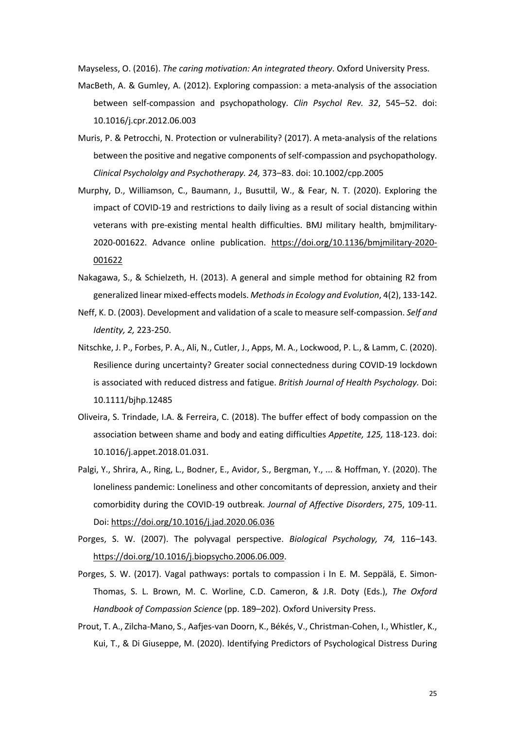Mayseless, O. (2016). *The caring motivation: An integrated theory*. Oxford University Press.

MacBeth, A. & Gumley, A. (2012). Exploring compassion: a meta-analysis of the association between self-compassion and psychopathology. *Clin Psychol Rev. 32*, 545–52. doi: 10.1016/j.cpr.2012.06.003

Muris, P. & Petrocchi, N. Protection or vulnerability? (2017). A meta-analysis of the relations between the positive and negative components of self-compassion and psychopathology. *Clinical Psychololgy and Psychotherapy. 24,* 373–83. doi: 10.1002/cpp.2005

Murphy, D., Williamson, C., Baumann, J., Busuttil, W., & Fear, N. T. (2020). Exploring the impact of COVID-19 and restrictions to daily living as a result of social distancing within veterans with pre-existing mental health difficulties. BMJ military health, bmjmilitary-2020-001622. Advance online publication. https://doi.org/10.1136/bmjmilitary-2020-001622

Nakagawa, S., & Schielzeth, H. (2013). A general and simple method for obtaining R2 from generalized linear mixed-effects models. *Methods in Ecology and Evolution*, 4(2), 133-142.

Neff, K. D. (2003). Development and validation of a scale to measure self-compassion. *Self and Identity, 2,* 223-250.

Nitschke, J. P., Forbes, P. A., Ali, N., Cutler, J., Apps, M. A., Lockwood, P. L., & Lamm, C. (2020). Resilience during uncertainty? Greater social connectedness during COVID-19 lockdown is associated with reduced distress and fatigue. *British Journal of Health Psychology.* Doi: 10.1111/bjhp.12485

Oliveira, S. Trindade, I.A. & Ferreira, C. (2018). The buffer effect of body compassion on the association between shame and body and eating difficulties *Appetite, 125,* 118-123. doi: 10.1016/j.appet.2018.01.031.

Palgi, Y., Shrira, A., Ring, L., Bodner, E., Avidor, S., Bergman, Y., ... & Hoffman, Y. (2020). The loneliness pandemic: Loneliness and other concomitants of depression, anxiety and their comorbidity during the COVID-19 outbreak. *Journal of Affective Disorders*, 275, 109-11. Doi: https://doi.org/10.1016/j.jad.2020.06.036

Porges, S. W. (2007). The polyvagal perspective. *Biological Psychology, 74,* 116–143. https://doi.org/10.1016/j.biopsycho.2006.06.009.

Porges, S. W. (2017). Vagal pathways: portals to compassion i In E. M. Seppälä, E. Simon-Thomas, S. L. Brown, M. C. Worline, C.D. Cameron, & J.R. Doty (Eds.), *The Oxford Handbook of Compassion Science* (pp. 189–202). Oxford University Press.

Prout, T. A., Zilcha-Mano, S., Aafjes-van Doorn, K., Békés, V., Christman-Cohen, I., Whistler, K., Kui, T., & Di Giuseppe, M. (2020). Identifying Predictors of Psychological Distress During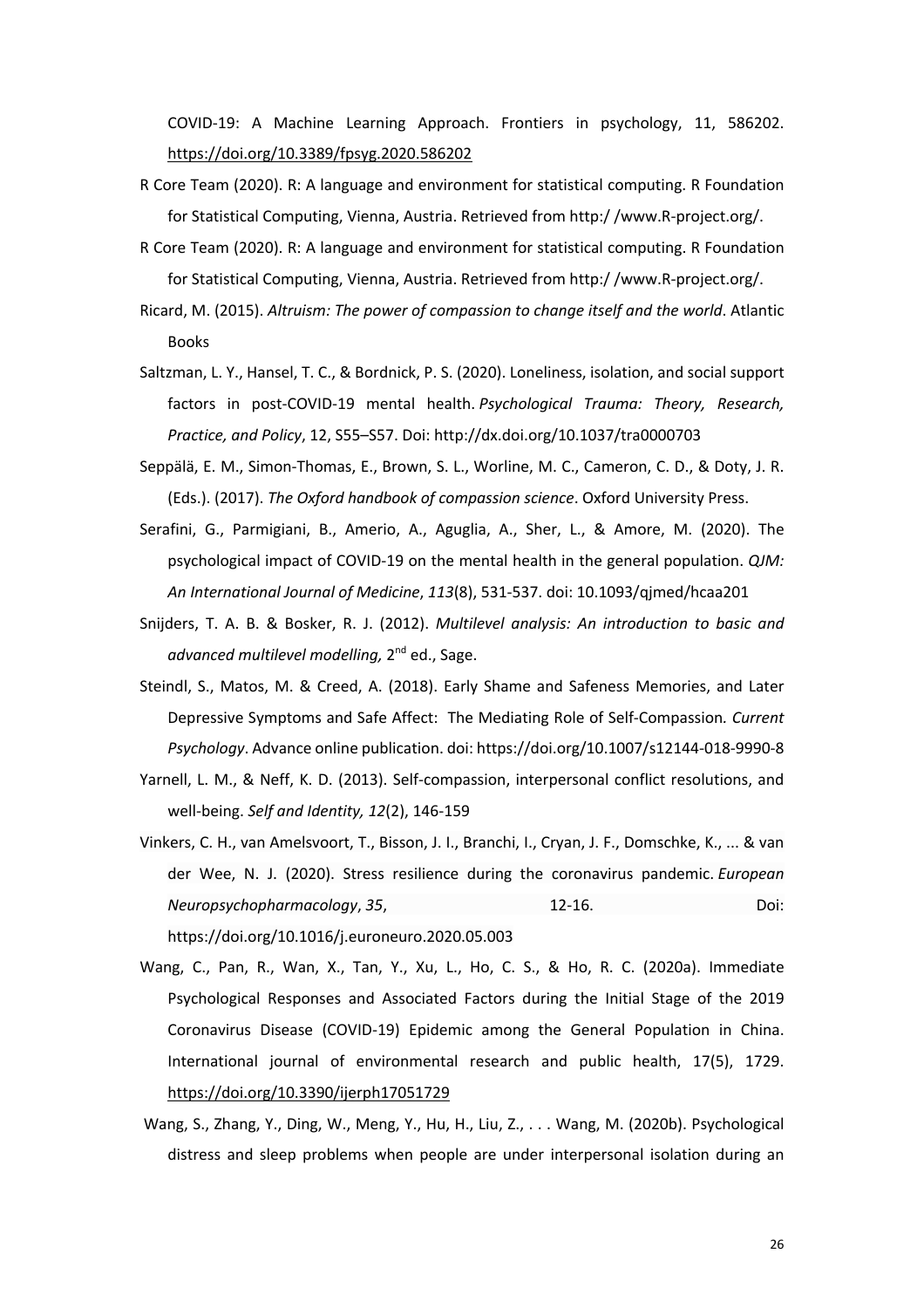COVID-19: A Machine Learning Approach. Frontiers in psychology, 11, 586202. https://doi.org/10.3389/fpsyg.2020.586202

R Core Team (2020). R: A language and environment for statistical computing. R Foundation for Statistical Computing, Vienna, Austria. Retrieved from http:/ /www.R-project.org/.

R Core Team (2020). R: A language and environment for statistical computing. R Foundation for Statistical Computing, Vienna, Austria. Retrieved from http:/ /www.R-project.org/.

Ricard, M. (2015). *Altruism: The power of compassion to change itself and the world*. Atlantic Books

Saltzman, L. Y., Hansel, T. C., & Bordnick, P. S. (2020). Loneliness, isolation, and social support factors in post-COVID-19 mental health. *Psychological Trauma: Theory, Research, Practice, and Policy*, 12, S55–S57. Doi: http://dx.doi.org/10.1037/tra0000703

Seppälä, E. M., Simon-Thomas, E., Brown, S. L., Worline, M. C., Cameron, C. D., & Doty, J. R. (Eds.). (2017). *The Oxford handbook of compassion science*. Oxford University Press.

Serafini, G., Parmigiani, B., Amerio, A., Aguglia, A., Sher, L., & Amore, M. (2020). The psychological impact of COVID-19 on the mental health in the general population. *QJM: An International Journal of Medicine*, *113*(8), 531-537. doi: 10.1093/qjmed/hcaa201

Snijders, T. A. B. & Bosker, R. J. (2012). *Multilevel analysis: An introduction to basic and advanced multilevel modelling,* 2nd ed., Sage.

Steindl, S., Matos, M. & Creed, A. (2018). Early Shame and Safeness Memories, and Later Depressive Symptoms and Safe Affect: The Mediating Role of Self-Compassion. *Current Psychology*. Advance online publication. doi: https://doi.org/10.1007/s12144-018-9990-8

Yarnell, L. M., & Neff, K. D. (2013). Self-compassion, interpersonal conflict resolutions, and well-being. *Self and Identity, 12*(2), 146-159

Vinkers, C. H., van Amelsvoort, T., Bisson, J. I., Branchi, I., Cryan, J. F., Domschke, K., ... & van der Wee, N. J. (2020). Stress resilience during the coronavirus pandemic. *European Neuropsychopharmacology*, *35*, 12-16. Doi: https://doi.org/10.1016/j.euroneuro.2020.05.003

Wang, C., Pan, R., Wan, X., Tan, Y., Xu, L., Ho, C. S., & Ho, R. C. (2020a). Immediate Psychological Responses and Associated Factors during the Initial Stage of the 2019 Coronavirus Disease (COVID-19) Epidemic among the General Population in China. International journal of environmental research and public health, 17(5), 1729. https://doi.org/10.3390/ijerph17051729

Wang, S., Zhang, Y., Ding, W., Meng, Y., Hu, H., Liu, Z., . . . Wang, M. (2020b). Psychological distress and sleep problems when people are under interpersonal isolation during an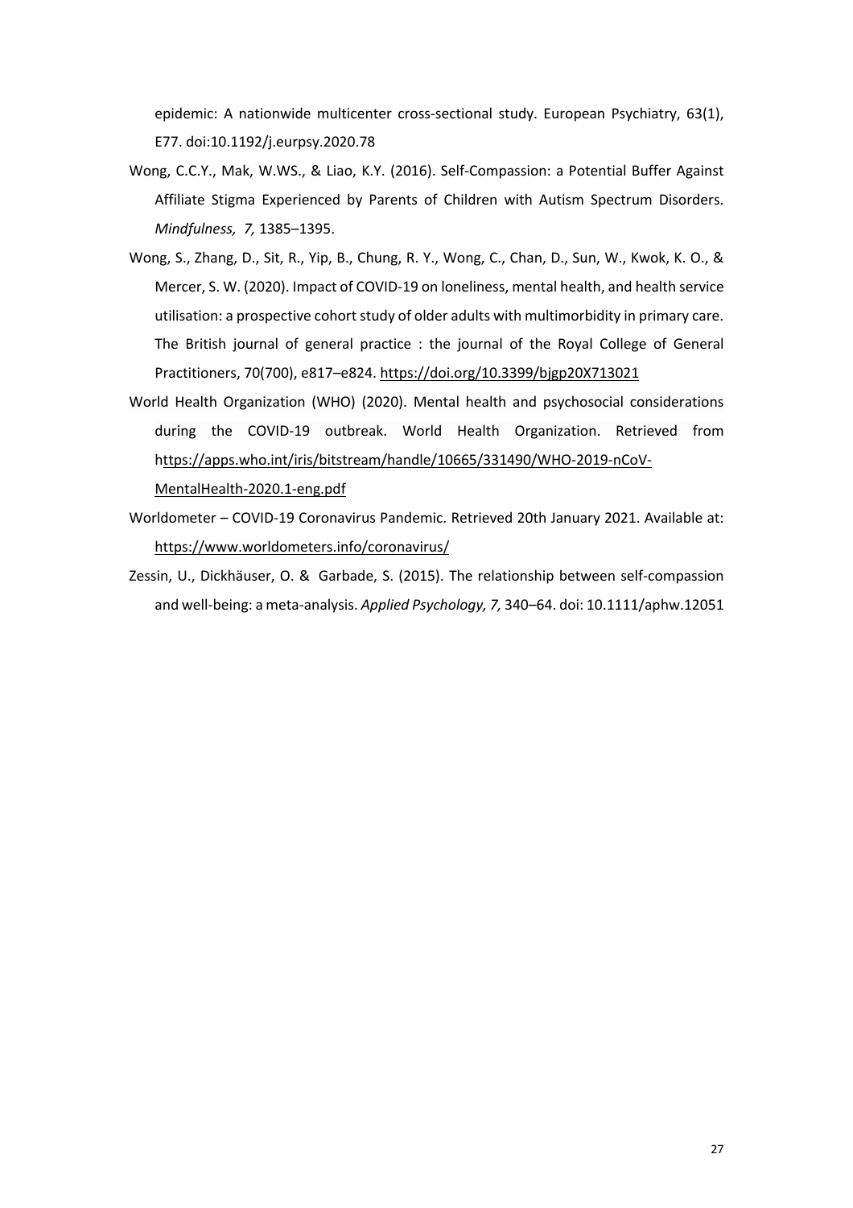epidemic: A nationwide multicenter cross-sectional study. European Psychiatry, 63(1), E77. doi:10.1192/j.eurpsy.2020.78

Wong, C.C.Y., Mak, W.WS., & Liao, K.Y. (2016). Self-Compassion: a Potential Buffer Against Affiliate Stigma Experienced by Parents of Children with Autism Spectrum Disorders. *Mindfulness, 7,* 1385–1395.

Wong, S., Zhang, D., Sit, R., Yip, B., Chung, R. Y., Wong, C., Chan, D., Sun, W., Kwok, K. O., & Mercer, S. W. (2020). Impact of COVID-19 on loneliness, mental health, and health service utilisation: a prospective cohort study of older adults with multimorbidity in primary care. The British journal of general practice : the journal of the Royal College of General Practitioners, 70(700), e817–e824. https://doi.org/10.3399/bjgp20X713021

World Health Organization (WHO) (2020). Mental health and psychosocial considerations during the COVID-19 outbreak. World Health Organization. Retrieved from https://apps.who.int/iris/bitstream/handle/10665/331490/WHO-2019-nCoV-MentalHealth-2020.1-eng.pdf

Worldometer – COVID-19 Coronavirus Pandemic. Retrieved 20th January 2021. Available at: https://www.worldometers.info/coronavirus/

Zessin, U., Dickhäuser, O. & Garbade, S. (2015). The relationship between self-compassion and well-being: a meta-analysis. *Applied Psychology, 7,* 340–64. doi: 10.1111/aphw.12051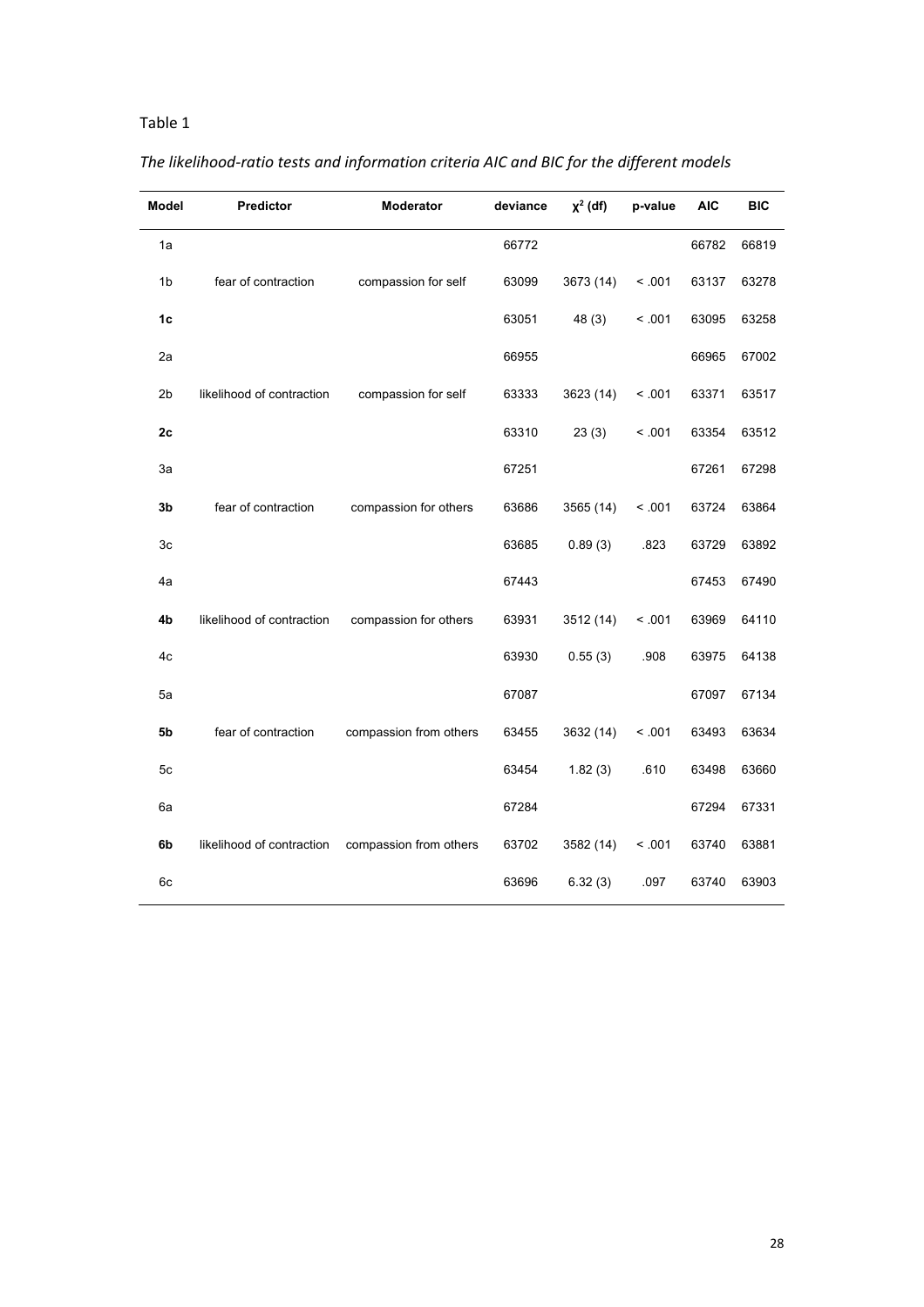Table 1

*The likelihood-ratio tests and information criteria AIC and BIC for the different models*

| Model | Predictor | Moderator | deviance | $\chi^2$ (df) | p-value | AIC | BIC |
|---|---|---|---|---|---|---|---|
| 1a | | | 66772 | | | 66782 | 66819 |
| 1b | fear of contraction | compassion for self | 63099 | 3673 (14) | < .001 | 63137 | 63278 |
| **1c** | | | 63051 | 48 (3) | < .001 | 63095 | 63258 |
| 2a | | | 66955 | | | 66965 | 67002 |
| 2b | likelihood of contraction | compassion for self | 63333 | 3623 (14) | < .001 | 63371 | 63517 |
| **2c** | | | 63310 | 23 (3) | < .001 | 63354 | 63512 |
| 3a | | | 67251 | | | 67261 | 67298 |
| **3b** | fear of contraction | compassion for others | 63686 | 3565 (14) | < .001 | 63724 | 63864 |
| 3c | | | 63685 | 0.89 (3) | .823 | 63729 | 63892 |
| 4a | | | 67443 | | | 67453 | 67490 |
| **4b** | likelihood of contraction | compassion for others | 63931 | 3512 (14) | < .001 | 63969 | 64110 |
| 4c | | | 63930 | 0.55 (3) | .908 | 63975 | 64138 |
| 5a | | | 67087 | | | 67097 | 67134 |
| **5b** | fear of contraction | compassion from others | 63455 | 3632 (14) | < .001 | 63493 | 63634 |
| 5c | | | 63454 | 1.82 (3) | .610 | 63498 | 63660 |
| 6a | | | 67284 | | | 67294 | 67331 |
| **6b** | likelihood of contraction | compassion from others | 63702 | 3582 (14) | < .001 | 63740 | 63881 |
| 6c | | | 63696 | 6.32 (3) | .097 | 63740 | 63903 |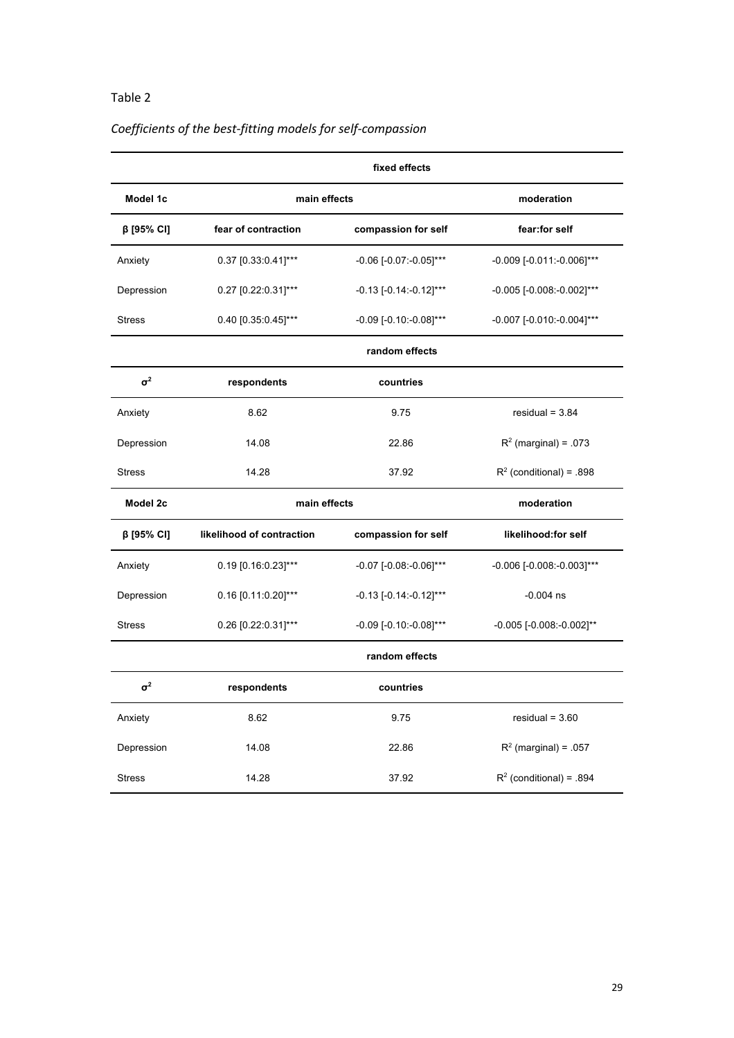Table 2

*Coefficients of the best-fitting models for self-compassion*

| | fixed effects | | |
|---|---|---|---|
| **Model 1c** | **main effects** | | **moderation** |
| **β [95% CI]** | **fear of contraction** | **compassion for self** | **fear:for self** |
| Anxiety | 0.37 [0.33:0.41]*** | -0.06 [-0.07:-0.05]*** | -0.009 [-0.011:-0.006]*** |
| Depression | 0.27 [0.22:0.31]*** | -0.13 [-0.14:-0.12]*** | -0.005 [-0.008:-0.002]*** |
| Stress | 0.40 [0.35:0.45]*** | -0.09 [-0.10:-0.08]*** | -0.007 [-0.010:-0.004]*** |
| | **random effects** | | |
| **$\sigma^2$** | **respondents** | **countries** | |
| Anxiety | 8.62 | 9.75 | residual = 3.84 |
| Depression | 14.08 | 22.86 | $R^2$ (marginal) = .073 |
| Stress | 14.28 | 37.92 | $R^2$ (conditional) = .898 |
| **Model 2c** | **main effects** | | **moderation** |
| **β [95% CI]** | **likelihood of contraction** | **compassion for self** | **likelihood:for self** |
| Anxiety | 0.19 [0.16:0.23]*** | -0.07 [-0.08:-0.06]*** | -0.006 [-0.008:-0.003]*** |
| Depression | 0.16 [0.11:0.20]*** | -0.13 [-0.14:-0.12]*** | -0.004 ns |
| Stress | 0.26 [0.22:0.31]*** | -0.09 [-0.10:-0.08]*** | -0.005 [-0.008:-0.002]** |
| | **random effects** | | |
| **$\sigma^2$** | **respondents** | **countries** | |
| Anxiety | 8.62 | 9.75 | residual = 3.60 |
| Depression | 14.08 | 22.86 | $R^2$ (marginal) = .057 |
| Stress | 14.28 | 37.92 | $R^2$ (conditional) = .894 |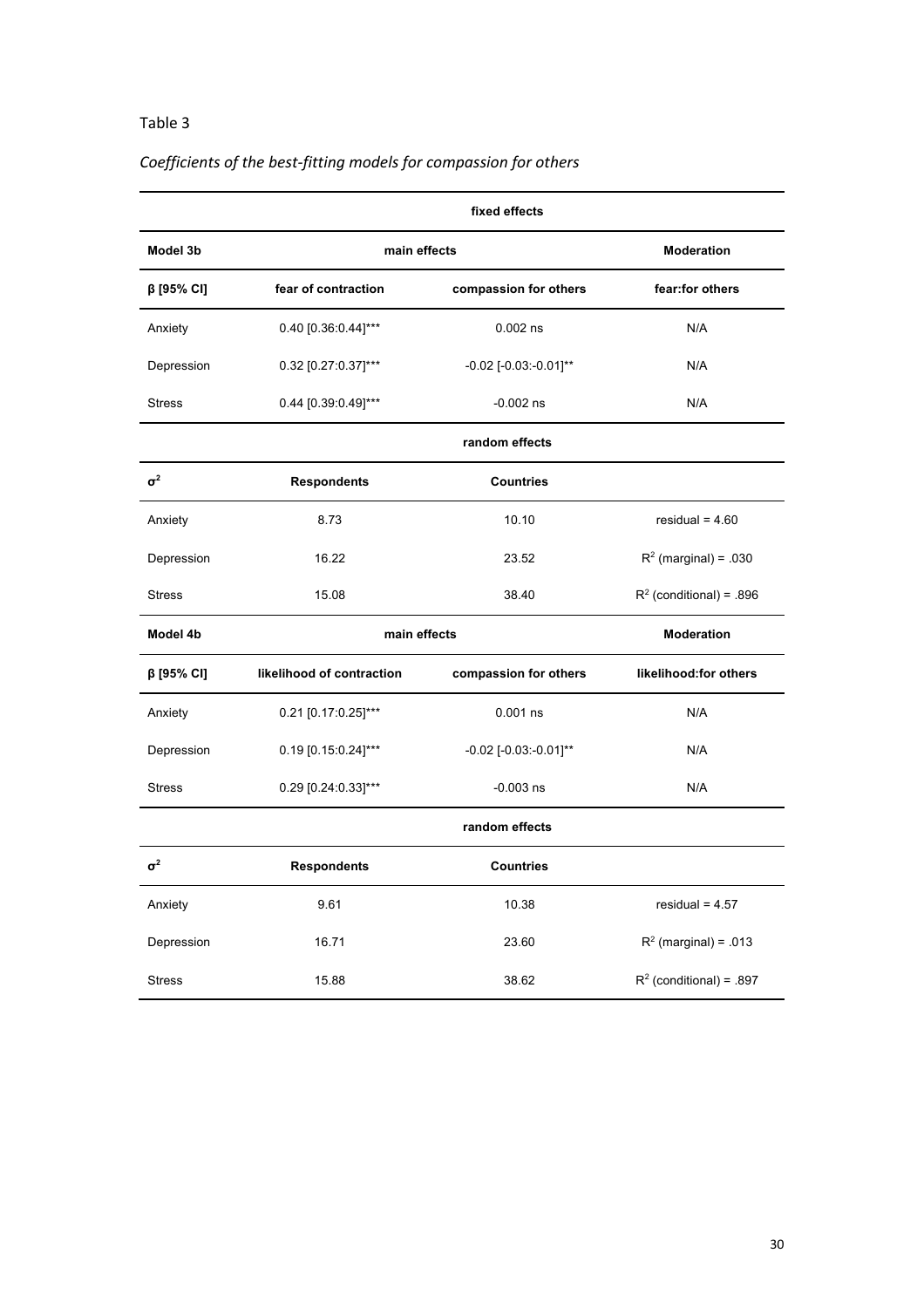Table 3

*Coefficients of the best-fitting models for compassion for others*

| | fixed effects | | |
|---|---|---|---|
| **Model 3b** | **main effects** | | **Moderation** |
| **β [95% CI]** | **fear of contraction** | **compassion for others** | **fear:for others** |
| Anxiety | 0.40 [0.36:0.44]*** | 0.002 ns | N/A |
| Depression | 0.32 [0.27:0.37]*** | -0.02 [-0.03:-0.01]** | N/A |
| Stress | 0.44 [0.39:0.49]*** | -0.002 ns | N/A |
| | **random effects** | | |
| $\sigma^2$ | **Respondents** | **Countries** | |
| Anxiety | 8.73 | 10.10 | residual = 4.60 |
| Depression | 16.22 | 23.52 | $R^2$ (marginal) = .030 |
| Stress | 15.08 | 38.40 | $R^2$ (conditional) = .896 |
| **Model 4b** | **main effects** | | **Moderation** |
| **β [95% CI]** | **likelihood of contraction** | **compassion for others** | **likelihood:for others** |
| Anxiety | 0.21 [0.17:0.25]*** | 0.001 ns | N/A |
| Depression | 0.19 [0.15:0.24]*** | -0.02 [-0.03:-0.01]** | N/A |
| Stress | 0.29 [0.24:0.33]*** | -0.003 ns | N/A |
| | **random effects** | | |
| $\sigma^2$ | **Respondents** | **Countries** | |
| Anxiety | 9.61 | 10.38 | residual = 4.57 |
| Depression | 16.71 | 23.60 | $R^2$ (marginal) = .013 |
| Stress | 15.88 | 38.62 | $R^2$ (conditional) = .897 |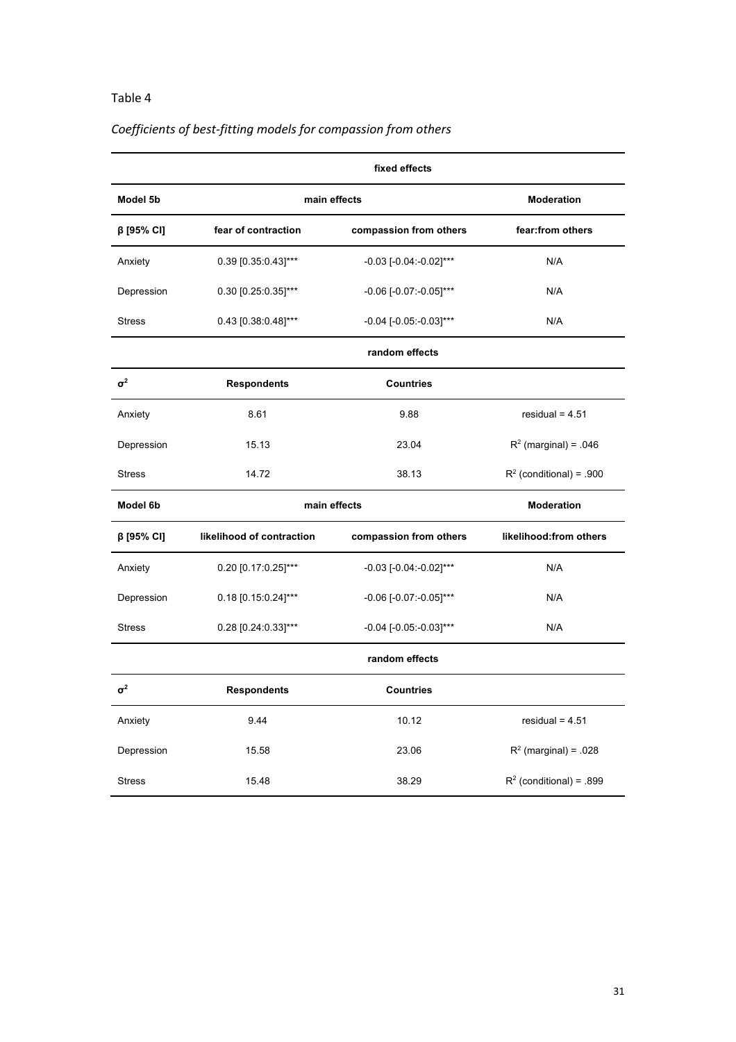Table 4

*Coefficients of best-fitting models for compassion from others*

| | | fixed effects | |
|---|---|---|---|
| **Model 5b** | **main effects** | | **Moderation** |
| **β [95% CI]** | **fear of contraction** | **compassion from others** | **fear:from others** |
| Anxiety | 0.39 [0.35:0.43]*** | -0.03 [-0.04:-0.02]*** | N/A |
| Depression | 0.30 [0.25:0.35]*** | -0.06 [-0.07:-0.05]*** | N/A |
| Stress | 0.43 [0.38:0.48]*** | -0.04 [-0.05:-0.03]*** | N/A |
| | | **random effects** | |
| $\sigma^2$ | **Respondents** | **Countries** | |
| Anxiety | 8.61 | 9.88 | residual = 4.51 |
| Depression | 15.13 | 23.04 | $R^2$ (marginal) = .046 |
| Stress | 14.72 | 38.13 | $R^2$ (conditional) = .900 |
| **Model 6b** | **main effects** | | **Moderation** |
| **β [95% CI]** | **likelihood of contraction** | **compassion from others** | **likelihood:from others** |
| Anxiety | 0.20 [0.17:0.25]*** | -0.03 [-0.04:-0.02]*** | N/A |
| Depression | 0.18 [0.15:0.24]*** | -0.06 [-0.07:-0.05]*** | N/A |
| Stress | 0.28 [0.24:0.33]*** | -0.04 [-0.05:-0.03]*** | N/A |
| | | **random effects** | |
| $\sigma^2$ | **Respondents** | **Countries** | |
| Anxiety | 9.44 | 10.12 | residual = 4.51 |
| Depression | 15.58 | 23.06 | $R^2$ (marginal) = .028 |
| Stress | 15.48 | 38.29 | $R^2$ (conditional) = .899 |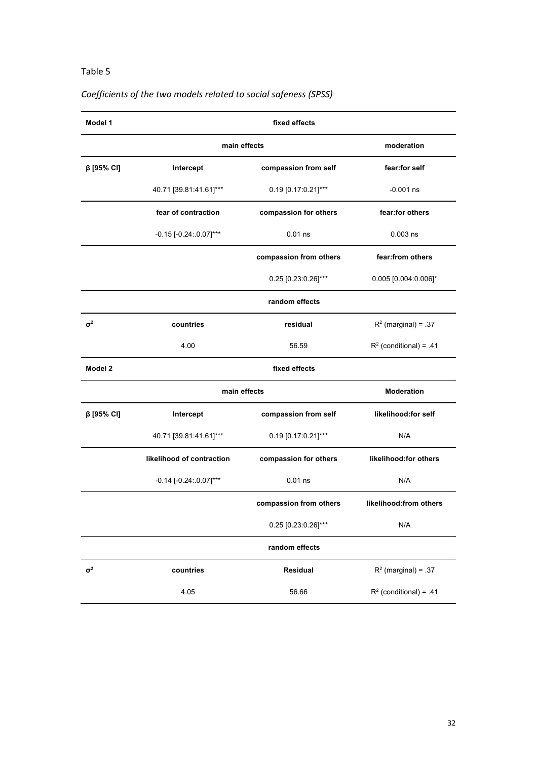Table 5

*Coefficients of the two models related to social safeness (SPSS)*

| | | | |
|---|---|---|---|
| **Model 1** | | **fixed effects** | |
| | **main effects** | | **moderation** |
| **β [95% CI]** | **Intercept** | **compassion from self** | **fear:for self** |
| | 40.71 [39.81:41.61]*** | 0.19 [0.17:0.21]*** | -0.001 ns |
| | **fear of contraction** | **compassion for others** | **fear:for others** |
| | -0.15 [-0.24:.0.07]*** | 0.01 ns | 0.003 ns |
| | | **compassion from others** | **fear:from others** |
| | | 0.25 [0.23:0.26]*** | 0.005 [0.004:0.006]* |
| | | **random effects** | |
| **$\sigma^2$** | **countries** | **residual** | $R^2$ (marginal) = .37 |
| | 4.00 | 56.59 | $R^2$ (conditional) = .41 |
| **Model 2** | | **fixed effects** | |
| | **main effects** | | **Moderation** |
| **β [95% CI]** | **Intercept** | **compassion from self** | **likelihood:for self** |
| | 40.71 [39.81:41.61]*** | 0.19 [0.17:0.21]*** | N/A |
| | **likelihood of contraction** | **compassion for others** | **likelihood:for others** |
| | -0.14 [-0.24:.0.07]*** | 0.01 ns | N/A |
| | | **compassion from others** | **likelihood:from others** |
| | | 0.25 [0.23:0.26]*** | N/A |
| | | **random effects** | |
| **$\sigma^2$** | **countries** | **Residual** | $R^2$ (marginal) = .37 |
| | 4.05 | 56.66 | $R^2$ (conditional) = .41 |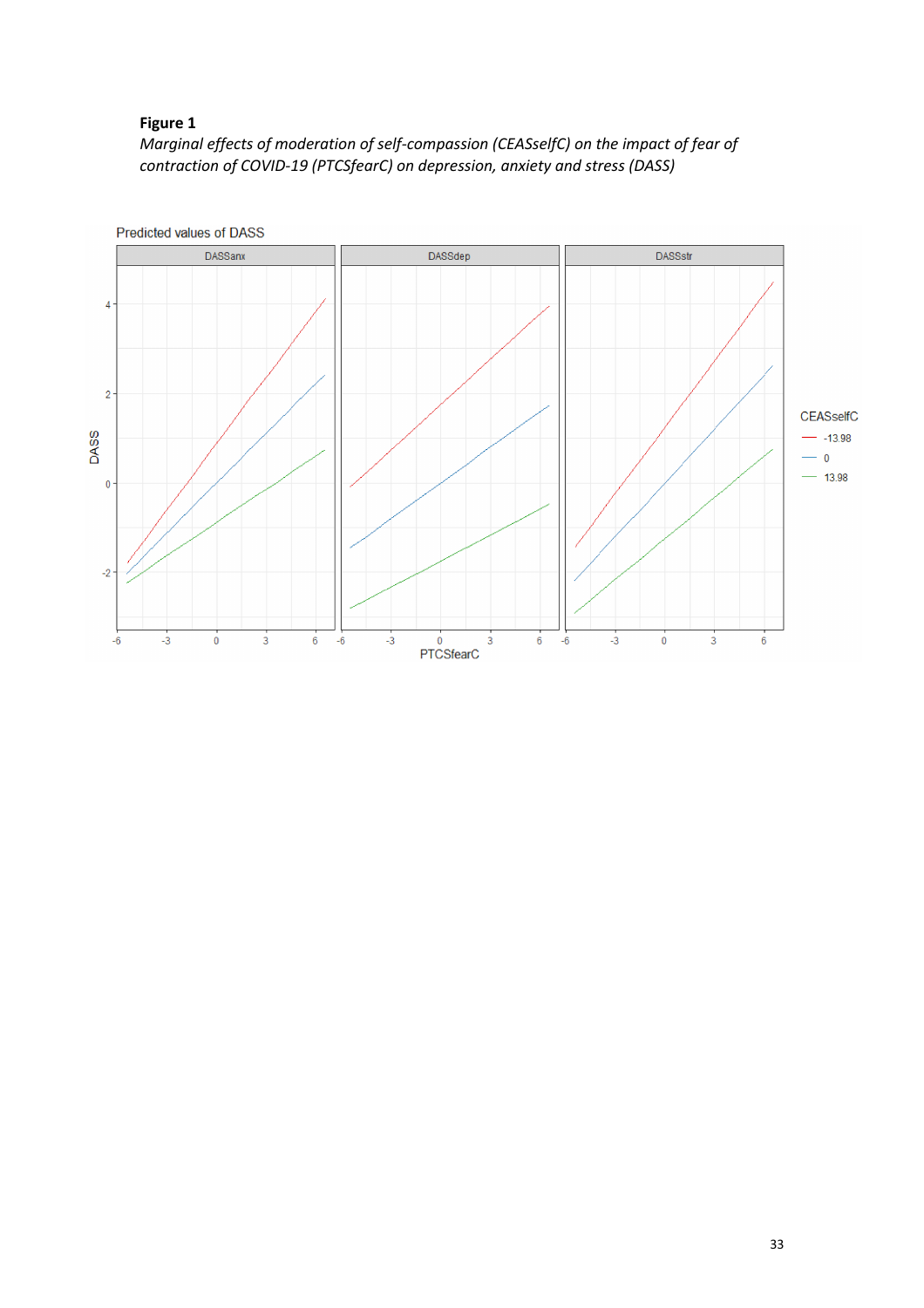**Figure 1**

*Marginal effects of moderation of self-compassion (CEASselfC) on the impact of fear of contraction of COVID-19 (PTCSfearC) on depression, anxiety and stress (DASS)*

Predicted values of DASS

DASSanx
DASSdep
DASSstr

DASS

4
2
0
-2

-6 -3 0 3 6
-6 -3 0 3 6
-6 -3 0 3 6

PTCSfearC

CEASselfC
-13.98
0
13.98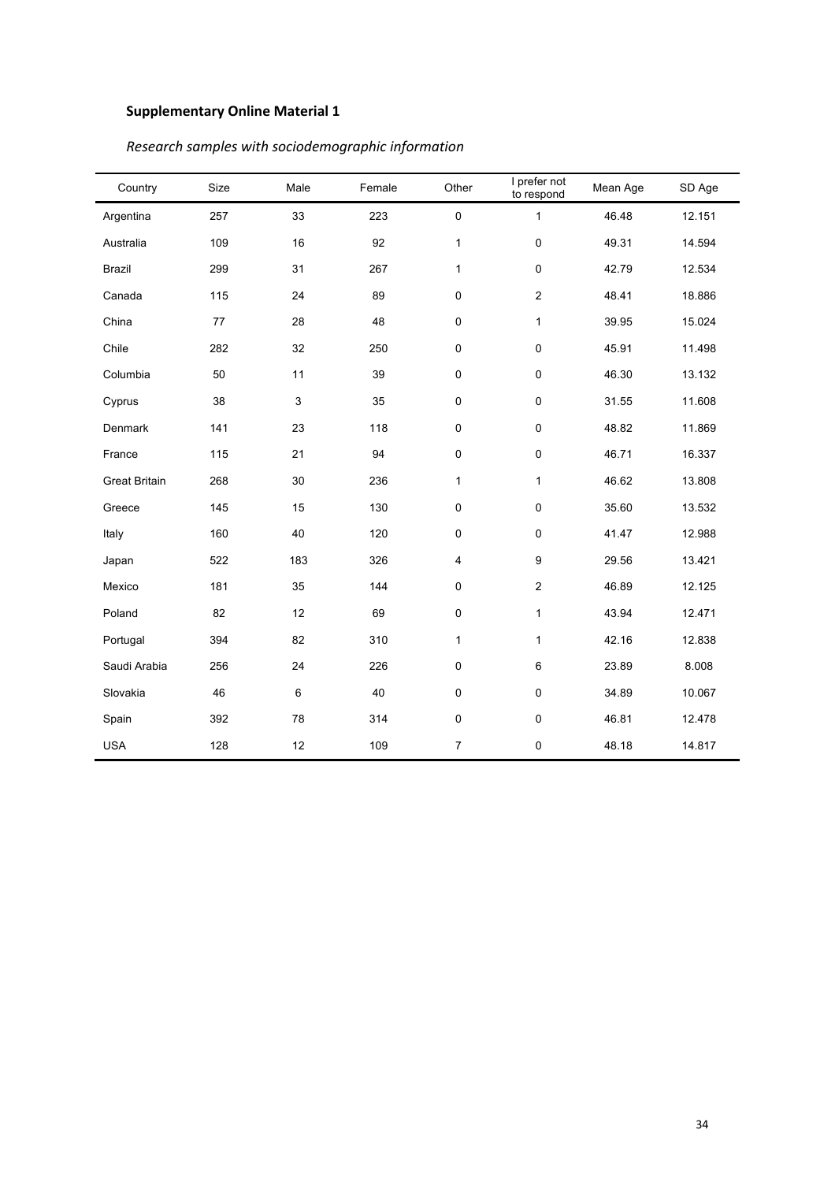**Supplementary Online Material 1**

*Research samples with sociodemographic information*

| Country | Size | Male | Female | Other | I prefer not to respond | Mean Age | SD Age |
|---|---|---|---|---|---|---|---|
| Argentina | 257 | 33 | 223 | 0 | 1 | 46.48 | 12.151 |
| Australia | 109 | 16 | 92 | 1 | 0 | 49.31 | 14.594 |
| Brazil | 299 | 31 | 267 | 1 | 0 | 42.79 | 12.534 |
| Canada | 115 | 24 | 89 | 0 | 2 | 48.41 | 18.886 |
| China | 77 | 28 | 48 | 0 | 1 | 39.95 | 15.024 |
| Chile | 282 | 32 | 250 | 0 | 0 | 45.91 | 11.498 |
| Columbia | 50 | 11 | 39 | 0 | 0 | 46.30 | 13.132 |
| Cyprus | 38 | 3 | 35 | 0 | 0 | 31.55 | 11.608 |
| Denmark | 141 | 23 | 118 | 0 | 0 | 48.82 | 11.869 |
| France | 115 | 21 | 94 | 0 | 0 | 46.71 | 16.337 |
| Great Britain | 268 | 30 | 236 | 1 | 1 | 46.62 | 13.808 |
| Greece | 145 | 15 | 130 | 0 | 0 | 35.60 | 13.532 |
| Italy | 160 | 40 | 120 | 0 | 0 | 41.47 | 12.988 |
| Japan | 522 | 183 | 326 | 4 | 9 | 29.56 | 13.421 |
| Mexico | 181 | 35 | 144 | 0 | 2 | 46.89 | 12.125 |
| Poland | 82 | 12 | 69 | 0 | 1 | 43.94 | 12.471 |
| Portugal | 394 | 82 | 310 | 1 | 1 | 42.16 | 12.838 |
| Saudi Arabia | 256 | 24 | 226 | 0 | 6 | 23.89 | 8.008 |
| Slovakia | 46 | 6 | 40 | 0 | 0 | 34.89 | 10.067 |
| Spain | 392 | 78 | 314 | 0 | 0 | 46.81 | 12.478 |
| USA | 128 | 12 | 109 | 7 | 0 | 48.18 | 14.817 |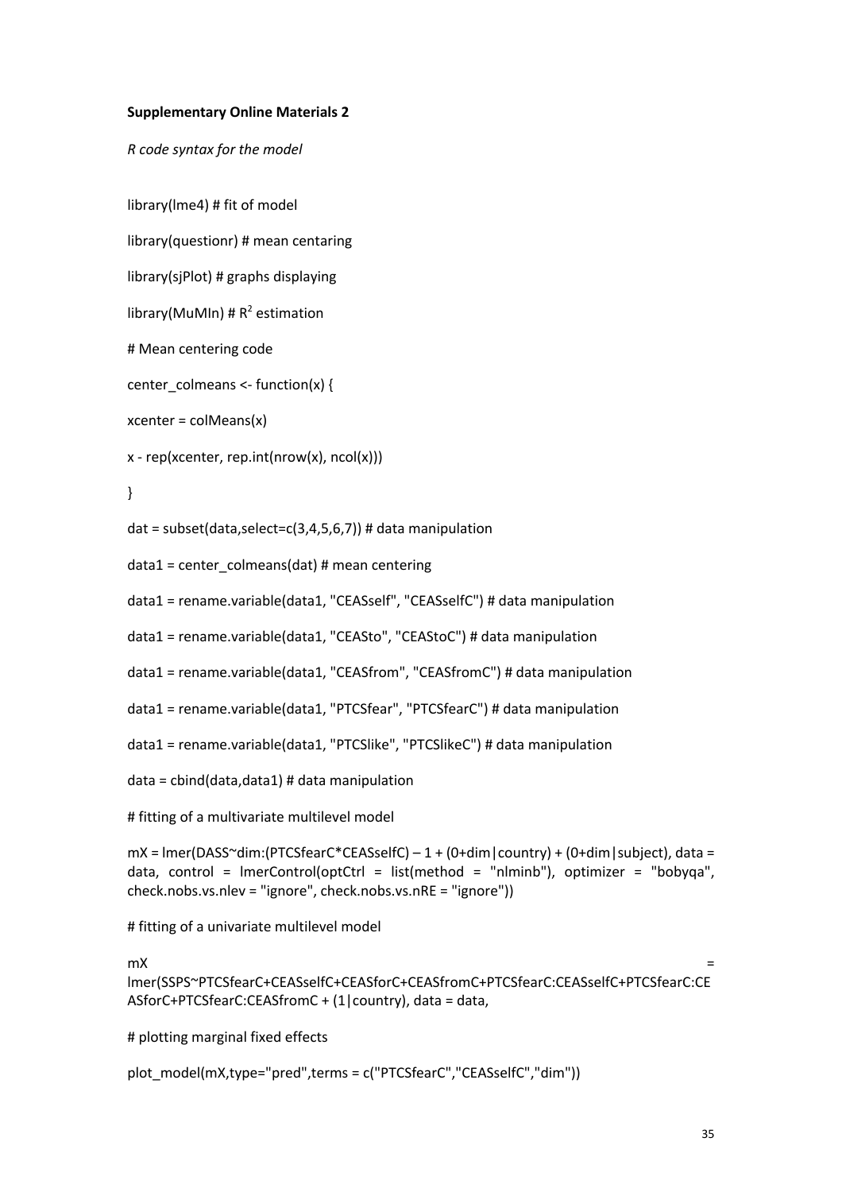**Supplementary Online Materials 2**

*R code syntax for the model*

```
library(lme4) # fit of model

library(questionr) # mean centaring

library(sjPlot) # graphs displaying

library(MuMIn) # R² estimation

# Mean centering code

center_colmeans <- function(x) {

xcenter = colMeans(x)

x - rep(xcenter, rep.int(nrow(x), ncol(x)))

}

dat = subset(data,select=c(3,4,5,6,7)) # data manipulation

data1 = center_colmeans(dat) # mean centering

data1 = rename.variable(data1, "CEASself", "CEASselfC") # data manipulation

data1 = rename.variable(data1, "CEASto", "CEAStoC") # data manipulation

data1 = rename.variable(data1, "CEASfrom", "CEASfromC") # data manipulation

data1 = rename.variable(data1, "PTCSfear", "PTCSfearC") # data manipulation

data1 = rename.variable(data1, "PTCSlike", "PTCSlikeC") # data manipulation

data = cbind(data,data1) # data manipulation

# fitting of a multivariate multilevel model

mX = lmer(DASS~dim:(PTCSfearC*CEASselfC) – 1 + (0+dim|country) + (0+dim|subject), data = data, control = lmerControl(optCtrl = list(method = "nlminb"), optimizer = "bobyqa", check.nobs.vs.nlev = "ignore", check.nobs.vs.nRE = "ignore"))

# fitting of a univariate multilevel model

mX = lmer(SSPS~PTCSfearC+CEASselfC+CEASforC+CEASfromC+PTCSfearC:CEASselfC+PTCSfearC:CEASforC+PTCSfearC:CEASfromC + (1|country), data = data,

# plotting marginal fixed effects

plot_model(mX,type="pred",terms = c("PTCSfearC","CEASselfC","dim"))
```